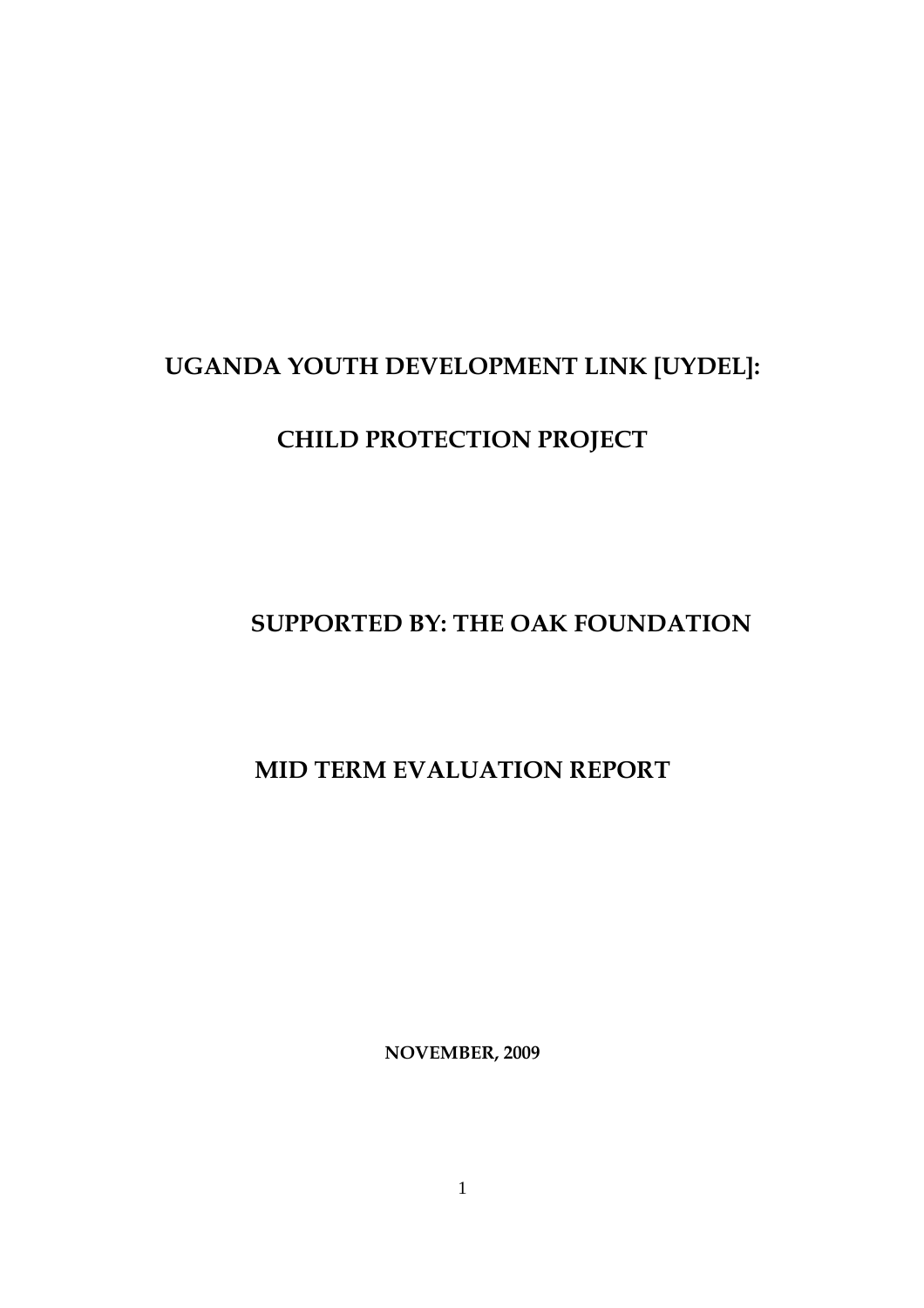# UGANDA YOUTH DEVELOPMENT LINK [UYDEL]:

# CHILD PROTECTION PROJECT

## SUPPORTED BY: THE OAK FOUNDATION

## MID TERM EVALUATION REPORT

**NOVEMBER, 2009**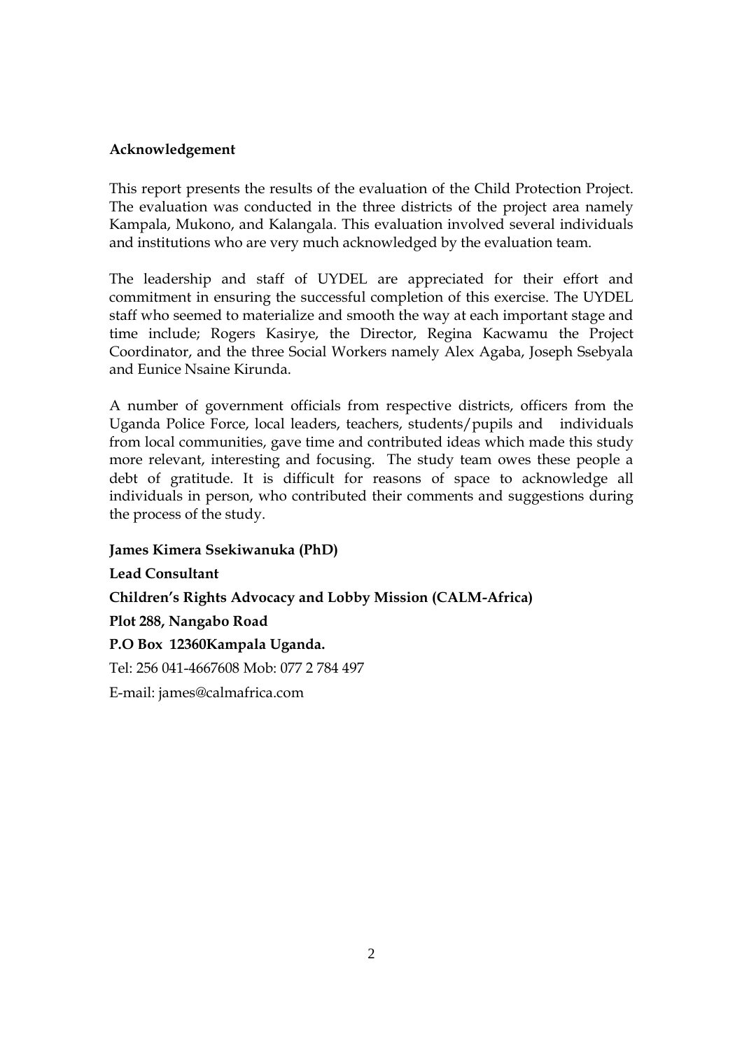## Acknowledgement

This report presents the results of the evaluation of the Child Protection Project. The evaluation was conducted in the three districts of the project area namely Kampala, Mukono, and Kalangala. This evaluation involved several individuals and institutions who are very much acknowledged by the evaluation team.

The leadership and staff of UYDEL are appreciated for their effort and commitment in ensuring the successful completion of this exercise. The UYDEL staff who seemed to materialize and smooth the way at each important stage and time include; Rogers Kasirye, the Director, Regina Kacwamu the Project Coordinator, and the three Social Workers namely Alex Agaba, Joseph Ssebyala and Eunice Nsaine Kirunda.

A number of government officials from respective districts, officers from the Uganda Police Force, local leaders, teachers, students/pupils and individuals from local communities, gave time and contributed ideas which made this study more relevant, interesting and focusing. The study team owes these people a debt of gratitude. It is difficult for reasons of space to acknowledge all individuals in person, who contributed their comments and suggestions during the process of the study.

**James Kimera Ssekiwanuka (PhD)**

**Lead Consultant**

**Children's Rights Advocacy and Lobby Mission (CALM-Africa)**

**Plot 288, Nangabo Road**

**P.O Box 12360Kampala Uganda.**

Tel: 256 041-4667608 Mob: 077 2 784 497

E-mail: james@calmafrica.com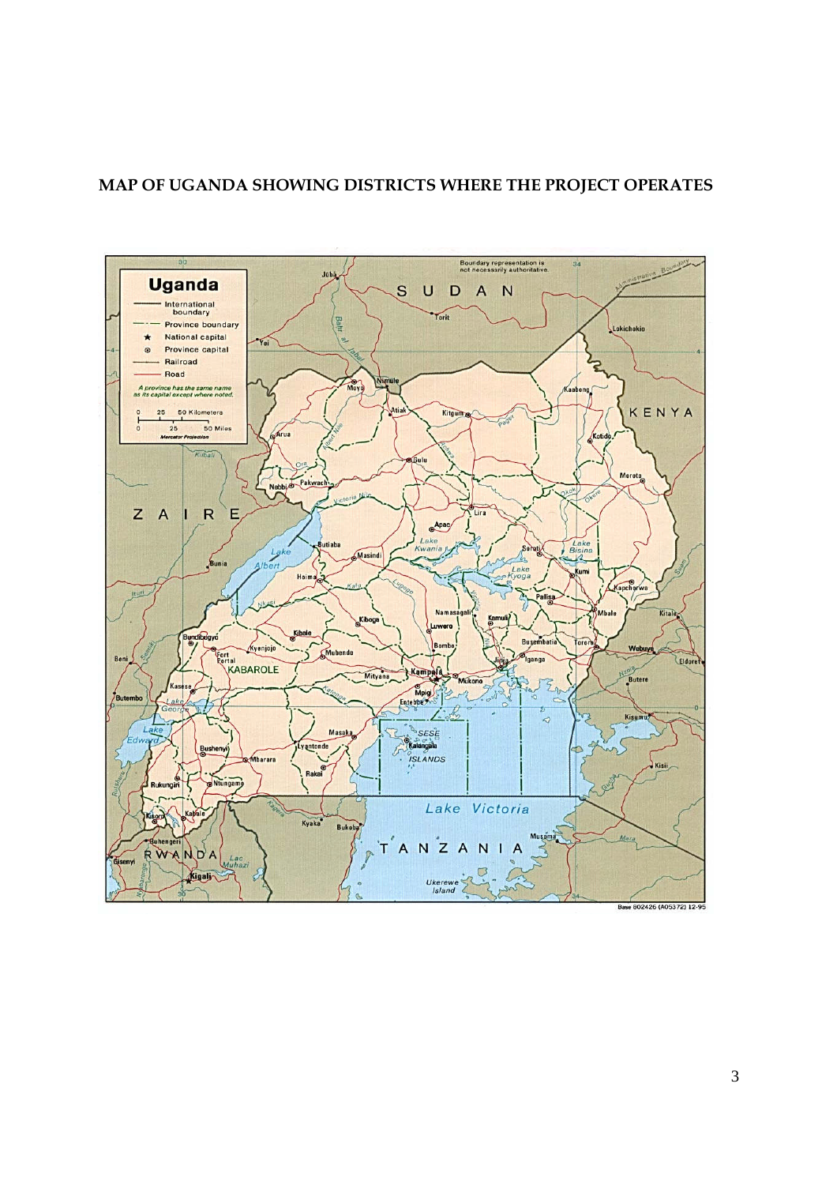**MAP OF UGANDA SHOWING DISTRICTS WHERE THE PROJECT OPERATES**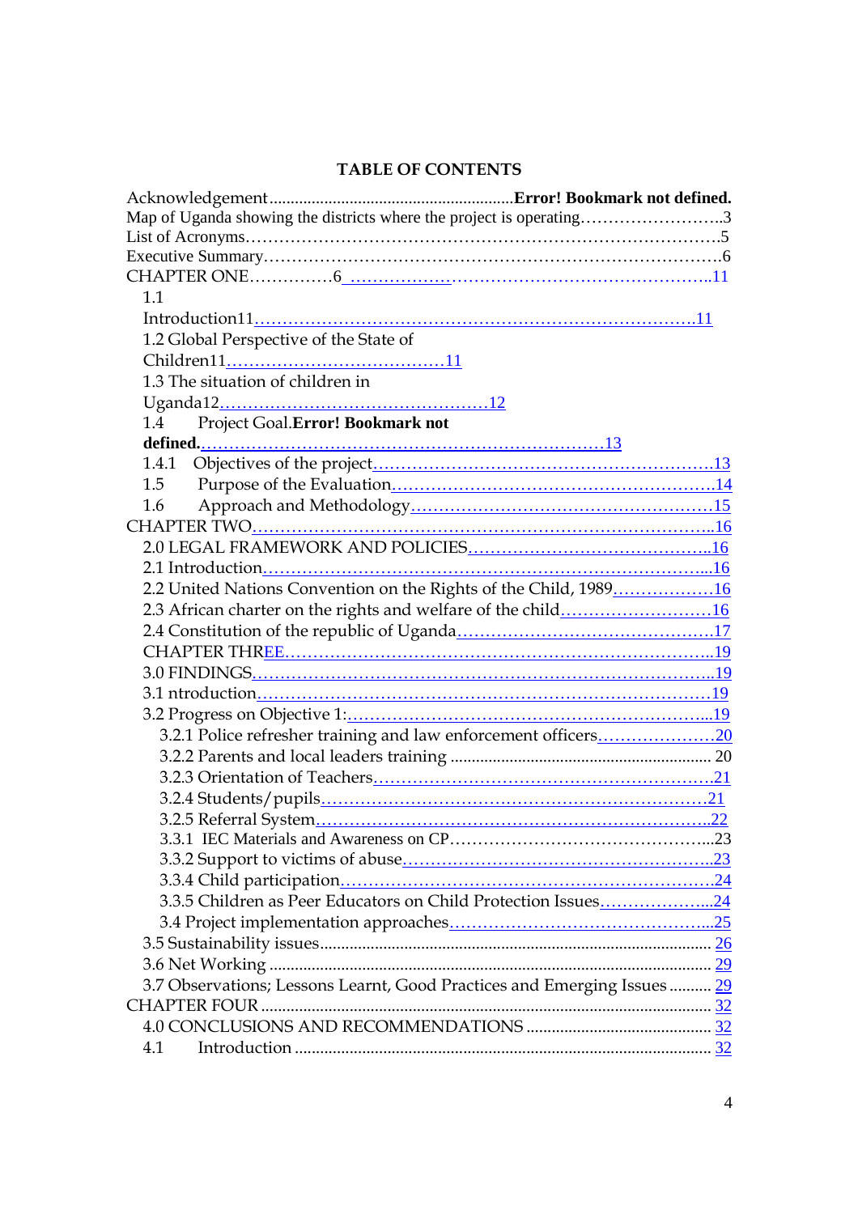# TABLE OF CONTENTS

Acknowledgement.........................................................**Error! Bookmark not defined.**
Map of Uganda showing the districts where the project is operating……………………..3
List of Acronyms……………………………………………………………………………5
Executive Summary…………………………………………………………………………6
CHAPTER ONE……………6 ………………………………………………………..11
1.1 Introduction11……………………………………………………………………..11
1.2 Global Perspective of the State of Children11…………………………………11
1.3 The situation of children in Uganda12…………………………………………12
1.4 Project Goal.**Error! Bookmark not defined.**…………………………………………13
1.4.1 Objectives of the project…………………………………………………….13
1.5 Purpose of the Evaluation……………………………………………………….14
1.6 Approach and Methodology…………………………………………………….15
CHAPTER TWO…………………………………………………………………………..16
2.0 LEGAL FRAMEWORK AND POLICIES…………………………………………..16
2.1 Introduction……………………………………………………………………….....16
2.2 United Nations Convention on the Rights of the Child, 1989………………16
2.3 African charter on the rights and welfare of the child……………………….16
2.4 Constitution of the republic of Uganda…………………………………………17
CHAPTER THREE…………………………………………………………………………19
3.0 FINDINGS………………………………………………………………………………..19
3.1 ntroduction……………………………………………………………………………19
3.2 Progress on Objective 1:………………………………………………………...19
3.2.1 Police refresher training and law enforcement officers…………………20
3.2.2 Parents and local leaders training ............................................................ 20
3.2.3 Orientation of Teachers……………………………………………………..21
3.2.4 Students/pupils…………………………………………………………………21
3.2.5 Referral System………………………………………………………………..22
3.3.1 IEC Materials and Awareness on CP…………………………………………..23
3.3.2 Support to victims of abuse…………………………………………………..23
3.3.4 Child participation……………………………………………………………24
3.3.5 Children as Peer Educators on Child Protection Issues………………...24
3.4 Project implementation approaches……………………………………………...25
3.5 Sustainability issues........................................................................................... 26
3.6 Net Working ......................................................................................................... 29
3.7 Observations; Lessons Learnt, Good Practices and Emerging Issues .......... 29
CHAPTER FOUR ......................................................................................................... 32
4.0 CONCLUSIONS AND RECOMMENDATIONS ............................................ 32
4.1 Introduction ................................................................................................. 32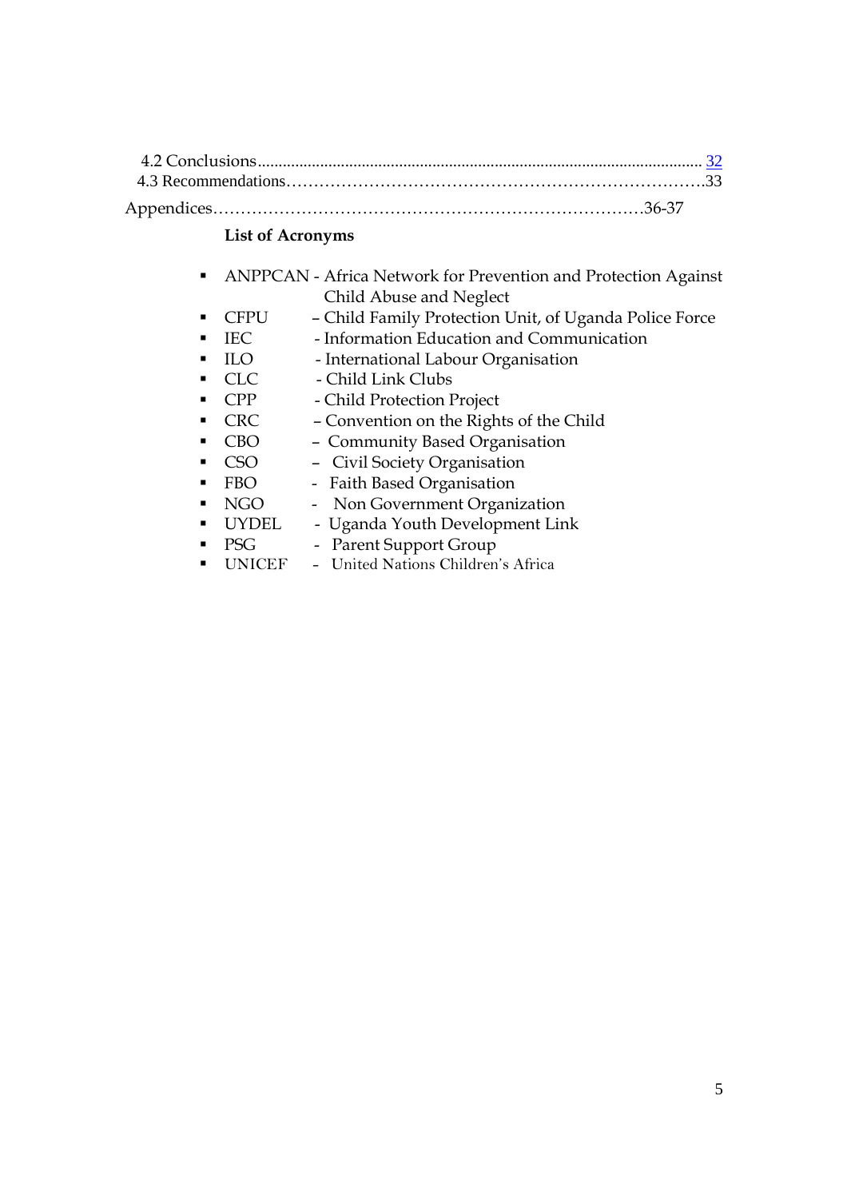4.2 Conclusions........................................................................................................ 32
4.3 Recommendations……………………………………………………………….33

Appendices…………………………………………………………………36-37

**List of Acronyms**

- ANPPCAN - Africa Network for Prevention and Protection Against Child Abuse and Neglect
- CFPU – Child Family Protection Unit, of Uganda Police Force
- IEC - Information Education and Communication
- ILO - International Labour Organisation
- CLC - Child Link Clubs
- CPP - Child Protection Project
- CRC – Convention on the Rights of the Child
- CBO – Community Based Organisation
- CSO – Civil Society Organisation
- FBO - Faith Based Organisation
- NGO - Non Government Organization
- UYDEL - Uganda Youth Development Link
- PSG - Parent Support Group
- UNICEF - United Nations Children's Africa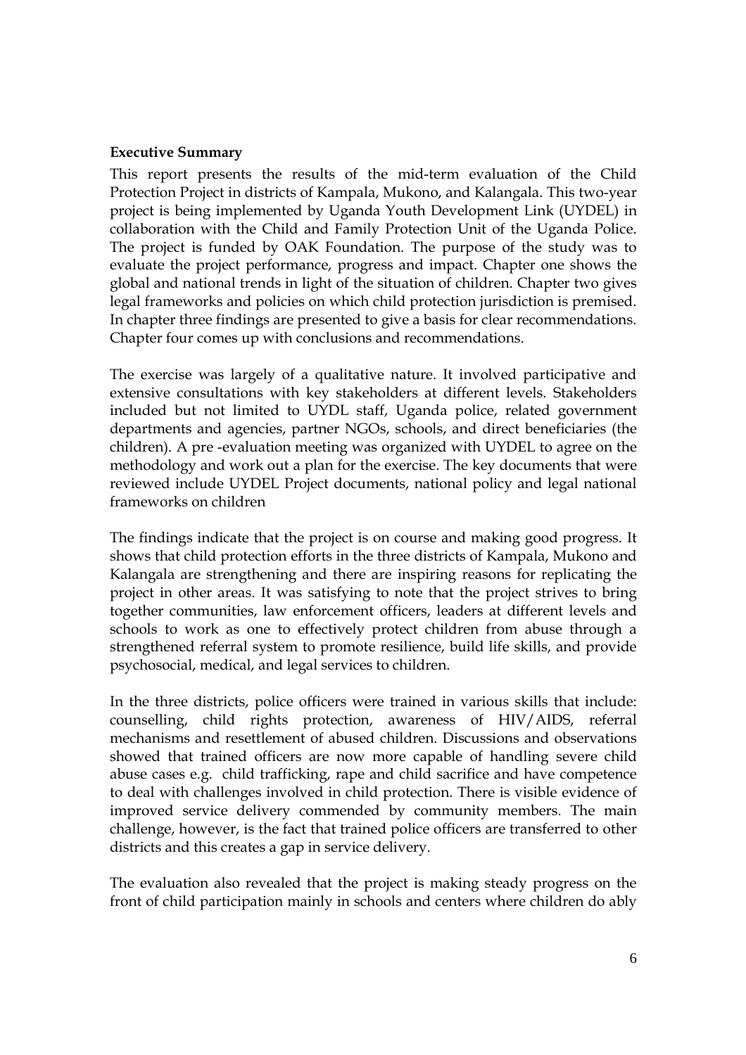**Executive Summary**

This report presents the results of the mid-term evaluation of the Child Protection Project in districts of Kampala, Mukono, and Kalangala. This two-year project is being implemented by Uganda Youth Development Link (UYDEL) in collaboration with the Child and Family Protection Unit of the Uganda Police. The project is funded by OAK Foundation. The purpose of the study was to evaluate the project performance, progress and impact. Chapter one shows the global and national trends in light of the situation of children. Chapter two gives legal frameworks and policies on which child protection jurisdiction is premised. In chapter three findings are presented to give a basis for clear recommendations. Chapter four comes up with conclusions and recommendations.

The exercise was largely of a qualitative nature. It involved participative and extensive consultations with key stakeholders at different levels. Stakeholders included but not limited to UYDL staff, Uganda police, related government departments and agencies, partner NGOs, schools, and direct beneficiaries (the children). A pre -evaluation meeting was organized with UYDEL to agree on the methodology and work out a plan for the exercise. The key documents that were reviewed include UYDEL Project documents, national policy and legal national frameworks on children

The findings indicate that the project is on course and making good progress. It shows that child protection efforts in the three districts of Kampala, Mukono and Kalangala are strengthening and there are inspiring reasons for replicating the project in other areas. It was satisfying to note that the project strives to bring together communities, law enforcement officers, leaders at different levels and schools to work as one to effectively protect children from abuse through a strengthened referral system to promote resilience, build life skills, and provide psychosocial, medical, and legal services to children.

In the three districts, police officers were trained in various skills that include: counselling, child rights protection, awareness of HIV/AIDS, referral mechanisms and resettlement of abused children. Discussions and observations showed that trained officers are now more capable of handling severe child abuse cases e.g. child trafficking, rape and child sacrifice and have competence to deal with challenges involved in child protection. There is visible evidence of improved service delivery commended by community members. The main challenge, however, is the fact that trained police officers are transferred to other districts and this creates a gap in service delivery.

The evaluation also revealed that the project is making steady progress on the front of child participation mainly in schools and centers where children do ably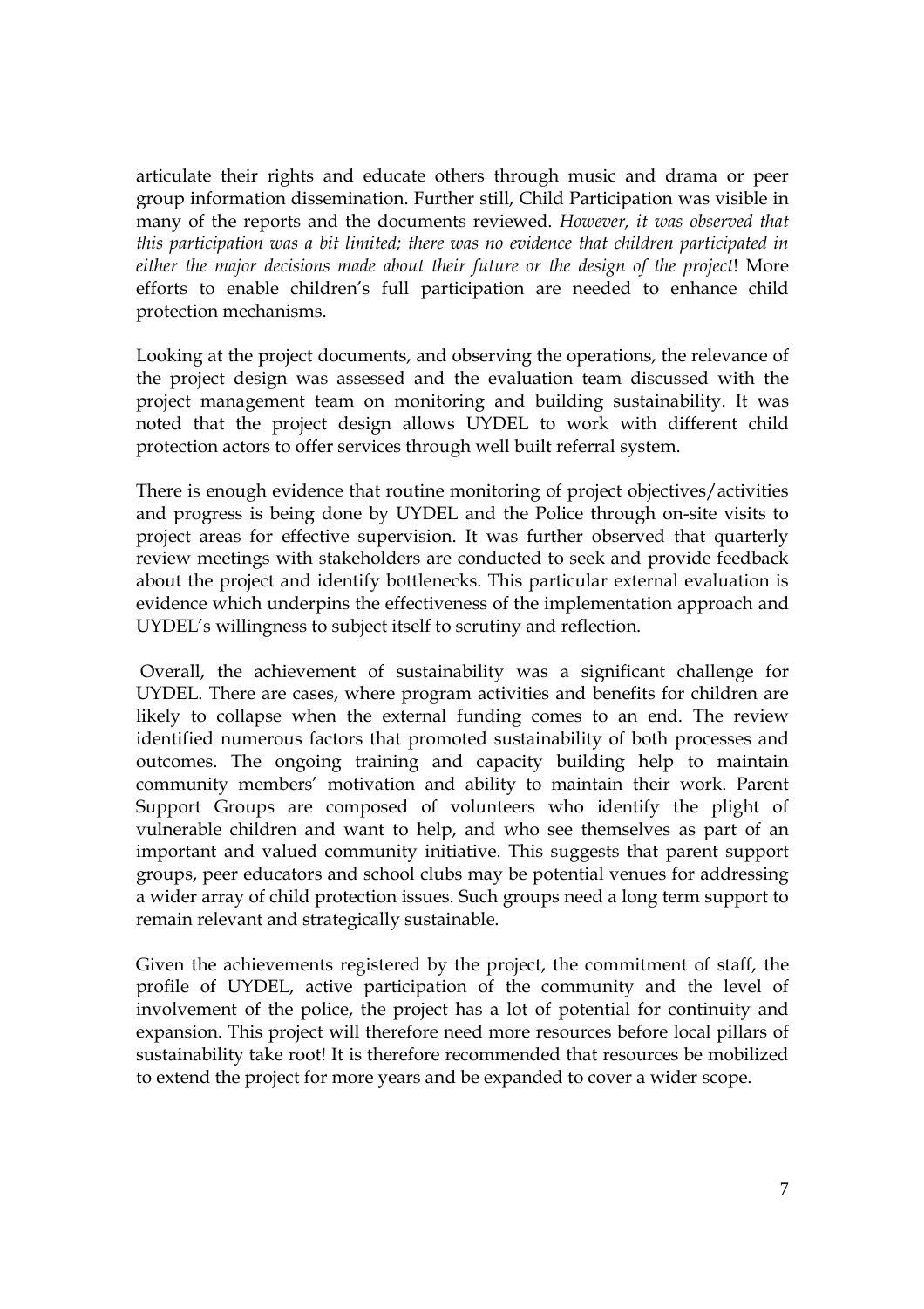articulate their rights and educate others through music and drama or peer group information dissemination. Further still, Child Participation was visible in many of the reports and the documents reviewed. *However, it was observed that this participation was a bit limited; there was no evidence that children participated in either the major decisions made about their future or the design of the project*! More efforts to enable children's full participation are needed to enhance child protection mechanisms.

Looking at the project documents, and observing the operations, the relevance of the project design was assessed and the evaluation team discussed with the project management team on monitoring and building sustainability. It was noted that the project design allows UYDEL to work with different child protection actors to offer services through well built referral system.

There is enough evidence that routine monitoring of project objectives/activities and progress is being done by UYDEL and the Police through on-site visits to project areas for effective supervision. It was further observed that quarterly review meetings with stakeholders are conducted to seek and provide feedback about the project and identify bottlenecks. This particular external evaluation is evidence which underpins the effectiveness of the implementation approach and UYDEL's willingness to subject itself to scrutiny and reflection.

Overall, the achievement of sustainability was a significant challenge for UYDEL. There are cases, where program activities and benefits for children are likely to collapse when the external funding comes to an end. The review identified numerous factors that promoted sustainability of both processes and outcomes. The ongoing training and capacity building help to maintain community members' motivation and ability to maintain their work. Parent Support Groups are composed of volunteers who identify the plight of vulnerable children and want to help, and who see themselves as part of an important and valued community initiative. This suggests that parent support groups, peer educators and school clubs may be potential venues for addressing a wider array of child protection issues. Such groups need a long term support to remain relevant and strategically sustainable.

Given the achievements registered by the project, the commitment of staff, the profile of UYDEL, active participation of the community and the level of involvement of the police, the project has a lot of potential for continuity and expansion. This project will therefore need more resources before local pillars of sustainability take root! It is therefore recommended that resources be mobilized to extend the project for more years and be expanded to cover a wider scope.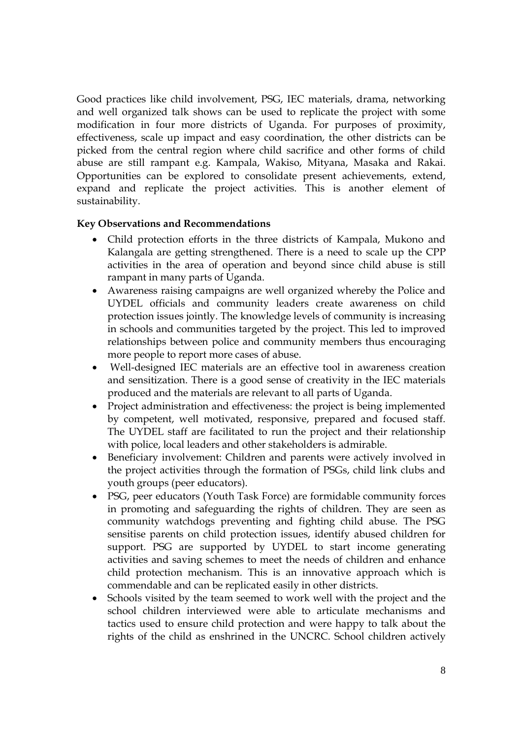Good practices like child involvement, PSG, IEC materials, drama, networking and well organized talk shows can be used to replicate the project with some modification in four more districts of Uganda. For purposes of proximity, effectiveness, scale up impact and easy coordination, the other districts can be picked from the central region where child sacrifice and other forms of child abuse are still rampant e.g. Kampala, Wakiso, Mityana, Masaka and Rakai. Opportunities can be explored to consolidate present achievements, extend, expand and replicate the project activities. This is another element of sustainability.

**Key Observations and Recommendations**

- Child protection efforts in the three districts of Kampala, Mukono and Kalangala are getting strengthened. There is a need to scale up the CPP activities in the area of operation and beyond since child abuse is still rampant in many parts of Uganda.
- Awareness raising campaigns are well organized whereby the Police and UYDEL officials and community leaders create awareness on child protection issues jointly. The knowledge levels of community is increasing in schools and communities targeted by the project. This led to improved relationships between police and community members thus encouraging more people to report more cases of abuse.
- Well-designed IEC materials are an effective tool in awareness creation and sensitization. There is a good sense of creativity in the IEC materials produced and the materials are relevant to all parts of Uganda.
- Project administration and effectiveness: the project is being implemented by competent, well motivated, responsive, prepared and focused staff. The UYDEL staff are facilitated to run the project and their relationship with police, local leaders and other stakeholders is admirable.
- Beneficiary involvement: Children and parents were actively involved in the project activities through the formation of PSGs, child link clubs and youth groups (peer educators).
- PSG, peer educators (Youth Task Force) are formidable community forces in promoting and safeguarding the rights of children. They are seen as community watchdogs preventing and fighting child abuse. The PSG sensitise parents on child protection issues, identify abused children for support. PSG are supported by UYDEL to start income generating activities and saving schemes to meet the needs of children and enhance child protection mechanism. This is an innovative approach which is commendable and can be replicated easily in other districts.
- Schools visited by the team seemed to work well with the project and the school children interviewed were able to articulate mechanisms and tactics used to ensure child protection and were happy to talk about the rights of the child as enshrined in the UNCRC. School children actively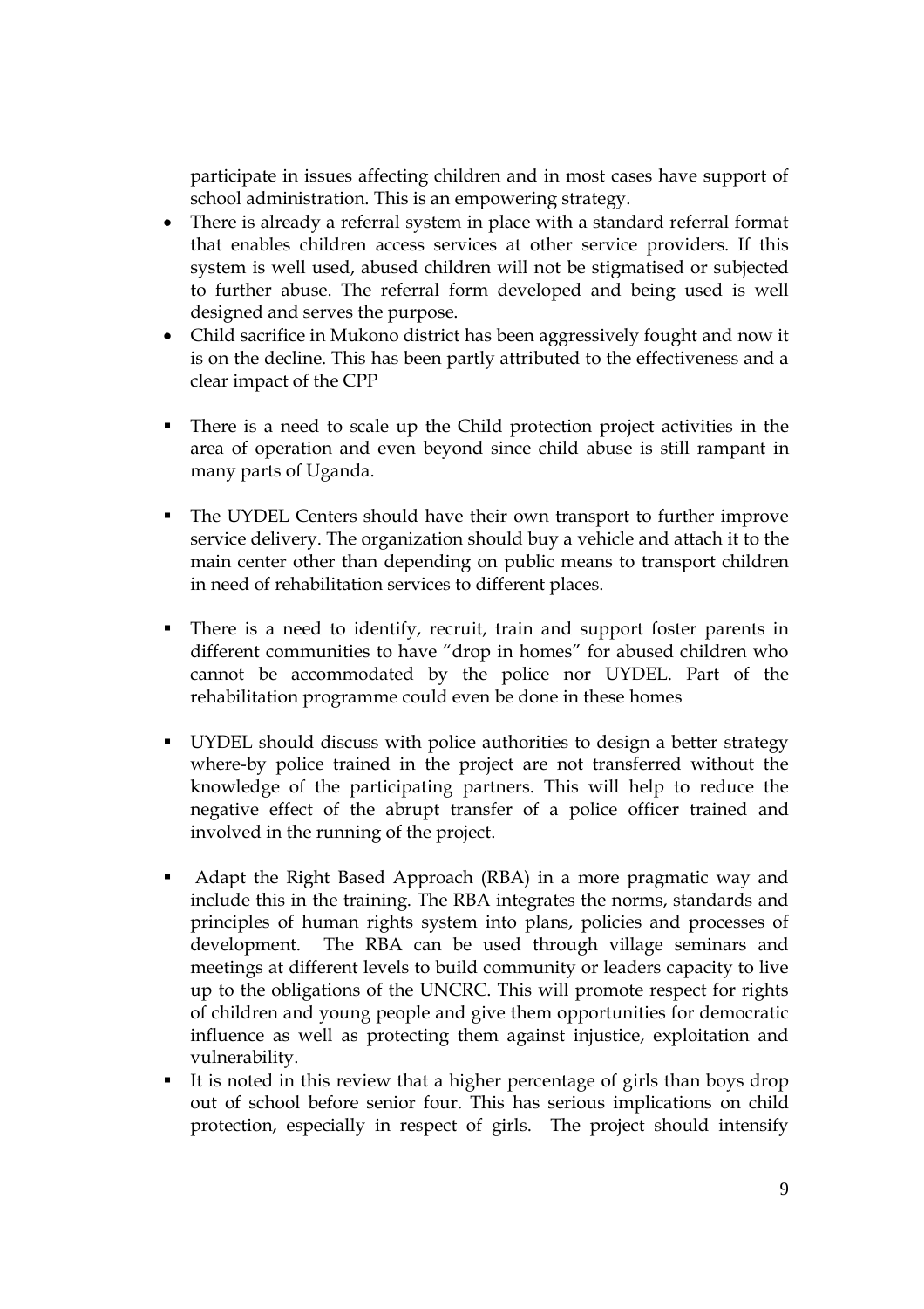participate in issues affecting children and in most cases have support of school administration. This is an empowering strategy.

- There is already a referral system in place with a standard referral format that enables children access services at other service providers. If this system is well used, abused children will not be stigmatised or subjected to further abuse. The referral form developed and being used is well designed and serves the purpose.
- Child sacrifice in Mukono district has been aggressively fought and now it is on the decline. This has been partly attributed to the effectiveness and a clear impact of the CPP

- There is a need to scale up the Child protection project activities in the area of operation and even beyond since child abuse is still rampant in many parts of Uganda.

- The UYDEL Centers should have their own transport to further improve service delivery. The organization should buy a vehicle and attach it to the main center other than depending on public means to transport children in need of rehabilitation services to different places.

- There is a need to identify, recruit, train and support foster parents in different communities to have "drop in homes" for abused children who cannot be accommodated by the police nor UYDEL. Part of the rehabilitation programme could even be done in these homes

- UYDEL should discuss with police authorities to design a better strategy where-by police trained in the project are not transferred without the knowledge of the participating partners. This will help to reduce the negative effect of the abrupt transfer of a police officer trained and involved in the running of the project.

- Adapt the Right Based Approach (RBA) in a more pragmatic way and include this in the training. The RBA integrates the norms, standards and principles of human rights system into plans, policies and processes of development. The RBA can be used through village seminars and meetings at different levels to build community or leaders capacity to live up to the obligations of the UNCRC. This will promote respect for rights of children and young people and give them opportunities for democratic influence as well as protecting them against injustice, exploitation and vulnerability.
- It is noted in this review that a higher percentage of girls than boys drop out of school before senior four. This has serious implications on child protection, especially in respect of girls. The project should intensify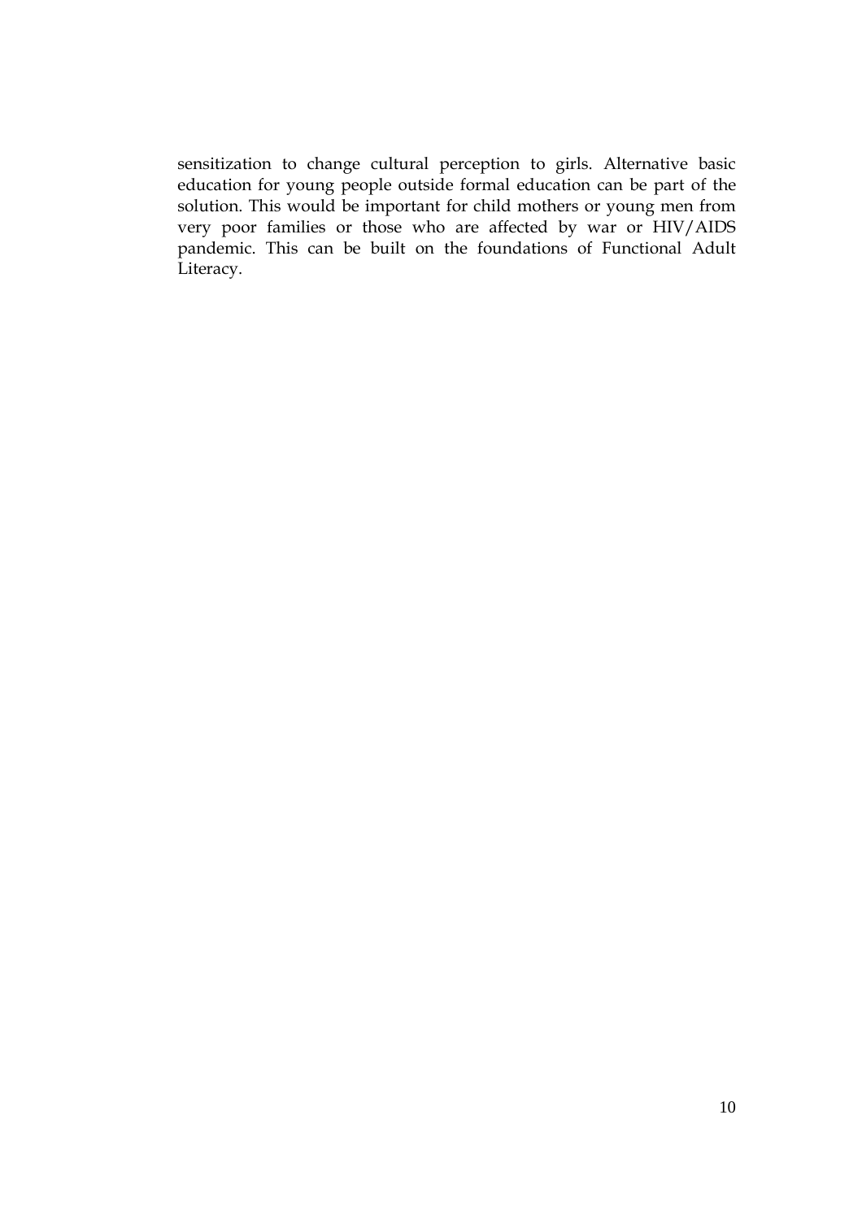sensitization to change cultural perception to girls. Alternative basic education for young people outside formal education can be part of the solution. This would be important for child mothers or young men from very poor families or those who are affected by war or HIV/AIDS pandemic. This can be built on the foundations of Functional Adult Literacy.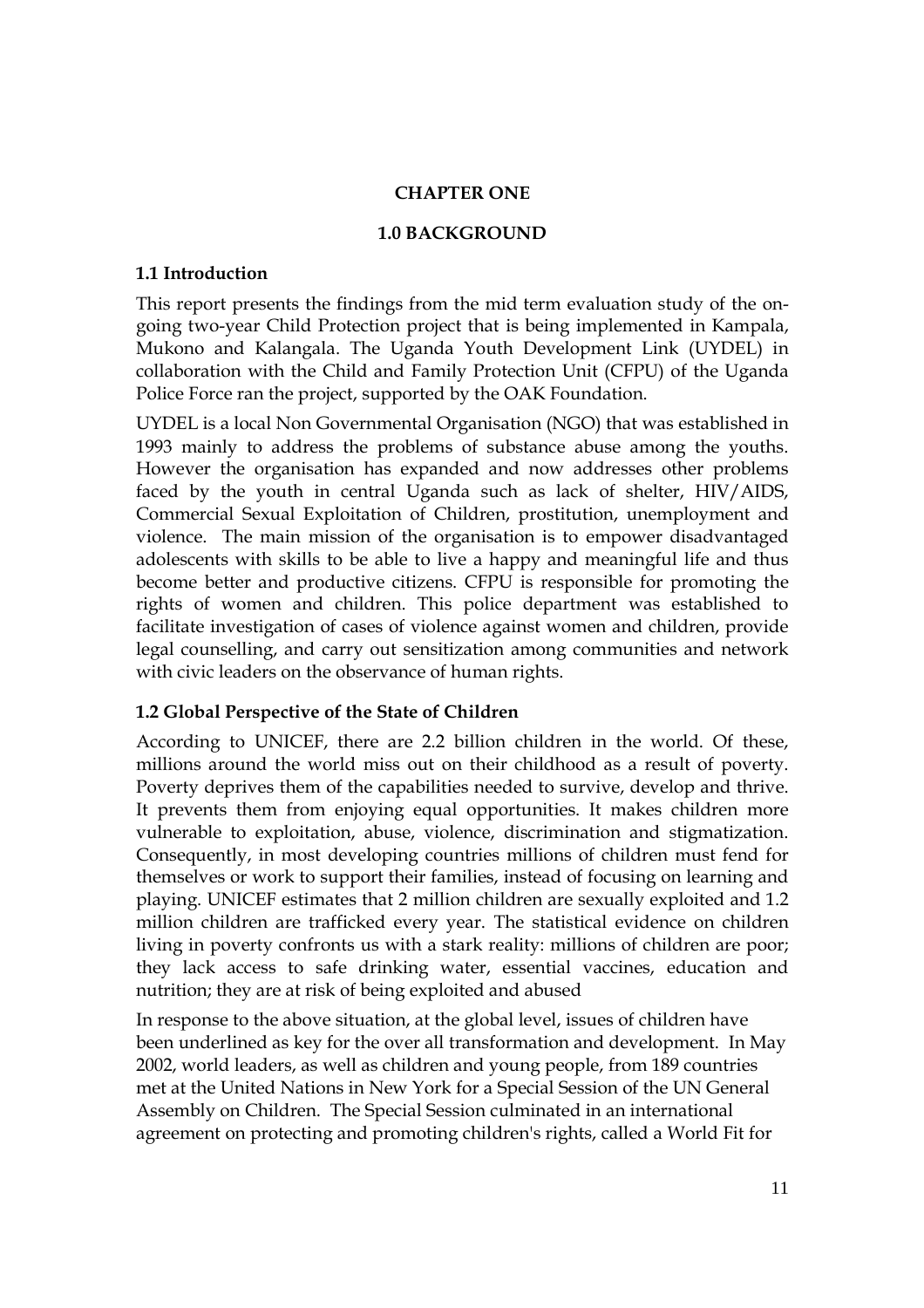# CHAPTER ONE

## 1.0 BACKGROUND

### 1.1 Introduction

This report presents the findings from the mid term evaluation study of the on-going two-year Child Protection project that is being implemented in Kampala, Mukono and Kalangala. The Uganda Youth Development Link (UYDEL) in collaboration with the Child and Family Protection Unit (CFPU) of the Uganda Police Force ran the project, supported by the OAK Foundation.

UYDEL is a local Non Governmental Organisation (NGO) that was established in 1993 mainly to address the problems of substance abuse among the youths. However the organisation has expanded and now addresses other problems faced by the youth in central Uganda such as lack of shelter, HIV/AIDS, Commercial Sexual Exploitation of Children, prostitution, unemployment and violence. The main mission of the organisation is to empower disadvantaged adolescents with skills to be able to live a happy and meaningful life and thus become better and productive citizens. CFPU is responsible for promoting the rights of women and children. This police department was established to facilitate investigation of cases of violence against women and children, provide legal counselling, and carry out sensitization among communities and network with civic leaders on the observance of human rights.

### 1.2 Global Perspective of the State of Children

According to UNICEF, there are 2.2 billion children in the world. Of these, millions around the world miss out on their childhood as a result of poverty. Poverty deprives them of the capabilities needed to survive, develop and thrive. It prevents them from enjoying equal opportunities. It makes children more vulnerable to exploitation, abuse, violence, discrimination and stigmatization. Consequently, in most developing countries millions of children must fend for themselves or work to support their families, instead of focusing on learning and playing. UNICEF estimates that 2 million children are sexually exploited and 1.2 million children are trafficked every year. The statistical evidence on children living in poverty confronts us with a stark reality: millions of children are poor; they lack access to safe drinking water, essential vaccines, education and nutrition; they are at risk of being exploited and abused

In response to the above situation, at the global level, issues of children have been underlined as key for the over all transformation and development. In May 2002, world leaders, as well as children and young people, from 189 countries met at the United Nations in New York for a Special Session of the UN General Assembly on Children. The Special Session culminated in an international agreement on protecting and promoting children's rights, called a World Fit for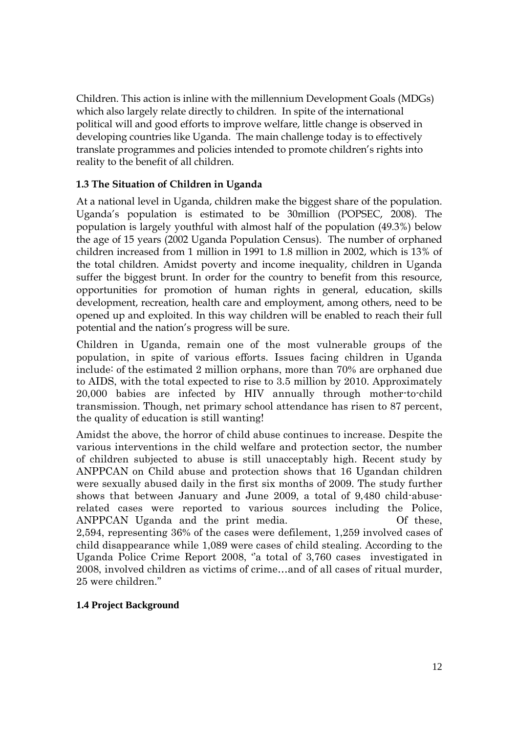Children. This action is inline with the millennium Development Goals (MDGs) which also largely relate directly to children. In spite of the international political will and good efforts to improve welfare, little change is observed in developing countries like Uganda. The main challenge today is to effectively translate programmes and policies intended to promote children's rights into reality to the benefit of all children.

### 1.3 The Situation of Children in Uganda

At a national level in Uganda, children make the biggest share of the population. Uganda's population is estimated to be 30million (POPSEC, 2008). The population is largely youthful with almost half of the population (49.3%) below the age of 15 years (2002 Uganda Population Census). The number of orphaned children increased from 1 million in 1991 to 1.8 million in 2002, which is 13% of the total children. Amidst poverty and income inequality, children in Uganda suffer the biggest brunt. In order for the country to benefit from this resource, opportunities for promotion of human rights in general, education, skills development, recreation, health care and employment, among others, need to be opened up and exploited. In this way children will be enabled to reach their full potential and the nation's progress will be sure.

Children in Uganda, remain one of the most vulnerable groups of the population, in spite of various efforts. Issues facing children in Uganda include: of the estimated 2 million orphans, more than 70% are orphaned due to AIDS, with the total expected to rise to 3.5 million by 2010. Approximately 20,000 babies are infected by HIV annually through mother-to-child transmission. Though, net primary school attendance has risen to 87 percent, the quality of education is still wanting!

Amidst the above, the horror of child abuse continues to increase. Despite the various interventions in the child welfare and protection sector, the number of children subjected to abuse is still unacceptably high. Recent study by ANPPCAN on Child abuse and protection shows that 16 Ugandan children were sexually abused daily in the first six months of 2009. The study further shows that between January and June 2009, a total of 9,480 child-abuse-related cases were reported to various sources including the Police, ANPPCAN Uganda and the print media. Of these, 2,594, representing 36% of the cases were defilement, 1,259 involved cases of child disappearance while 1,089 were cases of child stealing. According to the Uganda Police Crime Report 2008, "a total of 3,760 cases investigated in 2008, involved children as victims of crime…and of all cases of ritual murder, 25 were children."

### 1.4 Project Background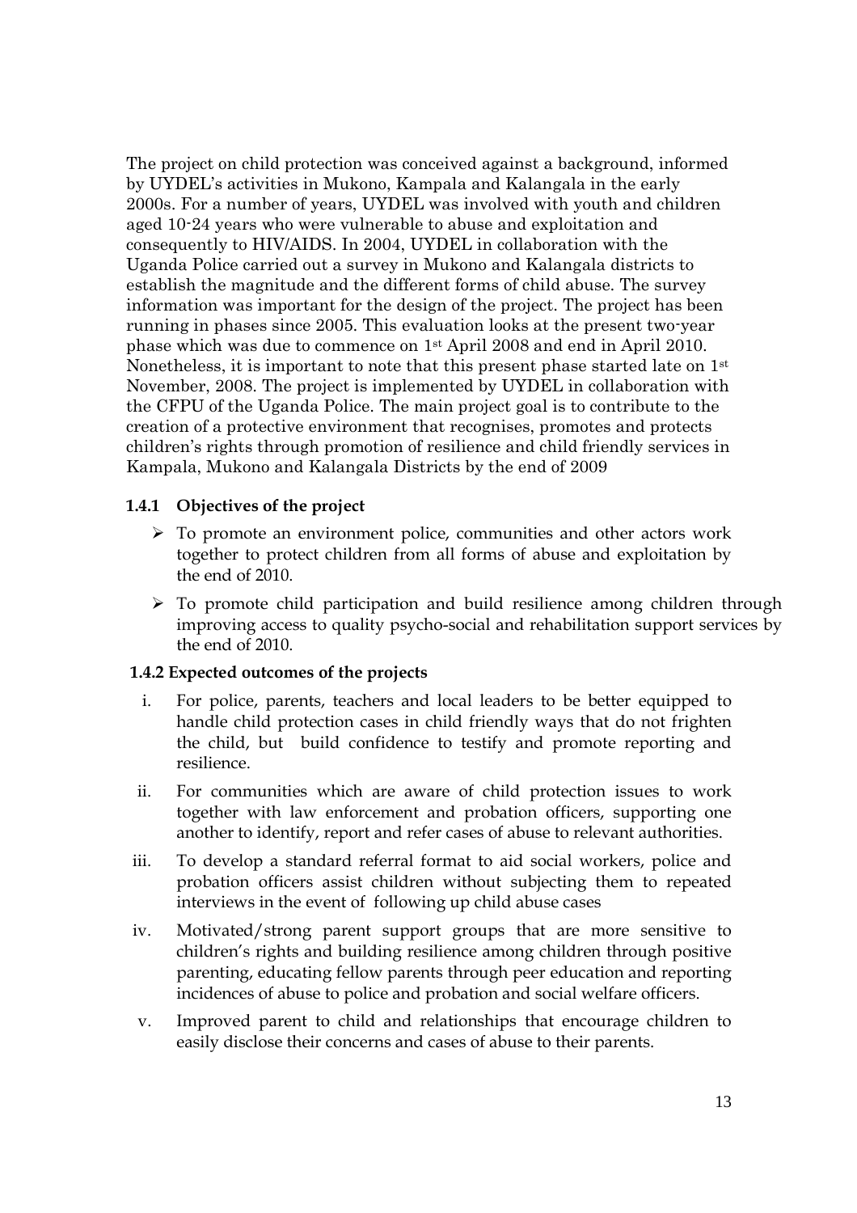The project on child protection was conceived against a background, informed by UYDEL's activities in Mukono, Kampala and Kalangala in the early 2000s. For a number of years, UYDEL was involved with youth and children aged 10-24 years who were vulnerable to abuse and exploitation and consequently to HIV/AIDS. In 2004, UYDEL in collaboration with the Uganda Police carried out a survey in Mukono and Kalangala districts to establish the magnitude and the different forms of child abuse. The survey information was important for the design of the project. The project has been running in phases since 2005. This evaluation looks at the present two-year phase which was due to commence on 1st April 2008 and end in April 2010. Nonetheless, it is important to note that this present phase started late on 1st November, 2008. The project is implemented by UYDEL in collaboration with the CFPU of the Uganda Police. The main project goal is to contribute to the creation of a protective environment that recognises, promotes and protects children's rights through promotion of resilience and child friendly services in Kampala, Mukono and Kalangala Districts by the end of 2009

#### 1.4.1 Objectives of the project

- To promote an environment police, communities and other actors work together to protect children from all forms of abuse and exploitation by the end of 2010.
- To promote child participation and build resilience among children through improving access to quality psycho-social and rehabilitation support services by the end of 2010.

#### 1.4.2 Expected outcomes of the projects

i. For police, parents, teachers and local leaders to be better equipped to handle child protection cases in child friendly ways that do not frighten the child, but build confidence to testify and promote reporting and resilience.

ii. For communities which are aware of child protection issues to work together with law enforcement and probation officers, supporting one another to identify, report and refer cases of abuse to relevant authorities.

iii. To develop a standard referral format to aid social workers, police and probation officers assist children without subjecting them to repeated interviews in the event of following up child abuse cases

iv. Motivated/strong parent support groups that are more sensitive to children's rights and building resilience among children through positive parenting, educating fellow parents through peer education and reporting incidences of abuse to police and probation and social welfare officers.

v. Improved parent to child and relationships that encourage children to easily disclose their concerns and cases of abuse to their parents.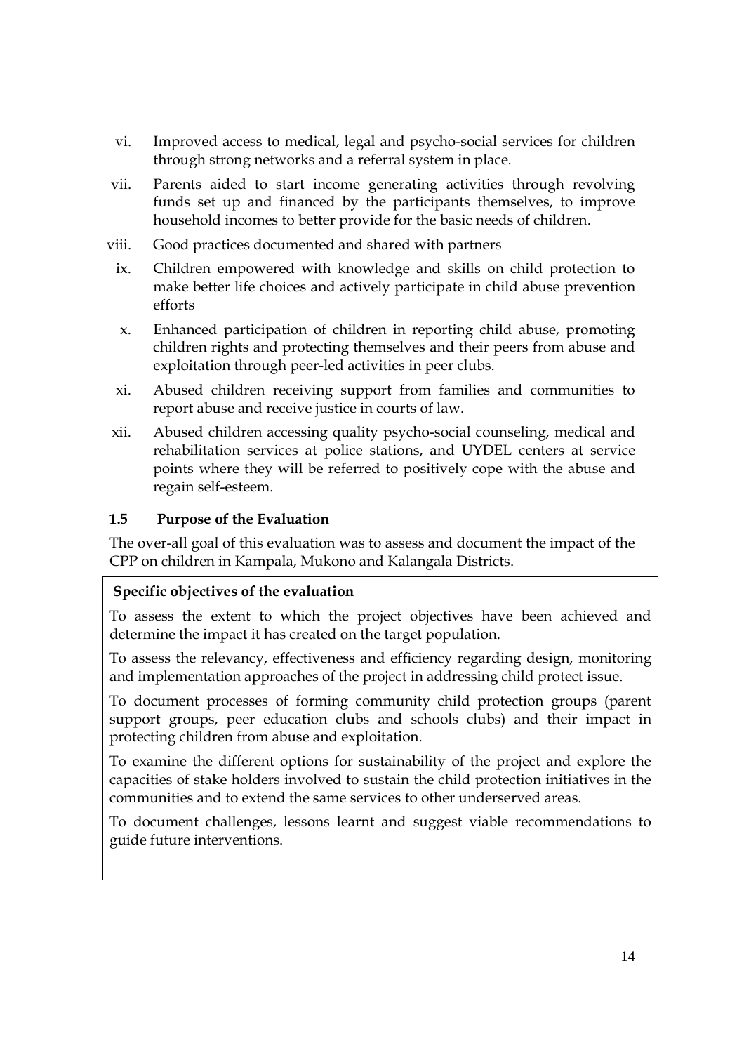vi. Improved access to medical, legal and psycho-social services for children through strong networks and a referral system in place.

vii. Parents aided to start income generating activities through revolving funds set up and financed by the participants themselves, to improve household incomes to better provide for the basic needs of children.

viii. Good practices documented and shared with partners

ix. Children empowered with knowledge and skills on child protection to make better life choices and actively participate in child abuse prevention efforts

x. Enhanced participation of children in reporting child abuse, promoting children rights and protecting themselves and their peers from abuse and exploitation through peer-led activities in peer clubs.

xi. Abused children receiving support from families and communities to report abuse and receive justice in courts of law.

xii. Abused children accessing quality psycho-social counseling, medical and rehabilitation services at police stations, and UYDEL centers at service points where they will be referred to positively cope with the abuse and regain self-esteem.

### 1.5 Purpose of the Evaluation

The over-all goal of this evaluation was to assess and document the impact of the CPP on children in Kampala, Mukono and Kalangala Districts.

**Specific objectives of the evaluation**

To assess the extent to which the project objectives have been achieved and determine the impact it has created on the target population.

To assess the relevancy, effectiveness and efficiency regarding design, monitoring and implementation approaches of the project in addressing child protect issue.

To document processes of forming community child protection groups (parent support groups, peer education clubs and schools clubs) and their impact in protecting children from abuse and exploitation.

To examine the different options for sustainability of the project and explore the capacities of stake holders involved to sustain the child protection initiatives in the communities and to extend the same services to other underserved areas.

To document challenges, lessons learnt and suggest viable recommendations to guide future interventions.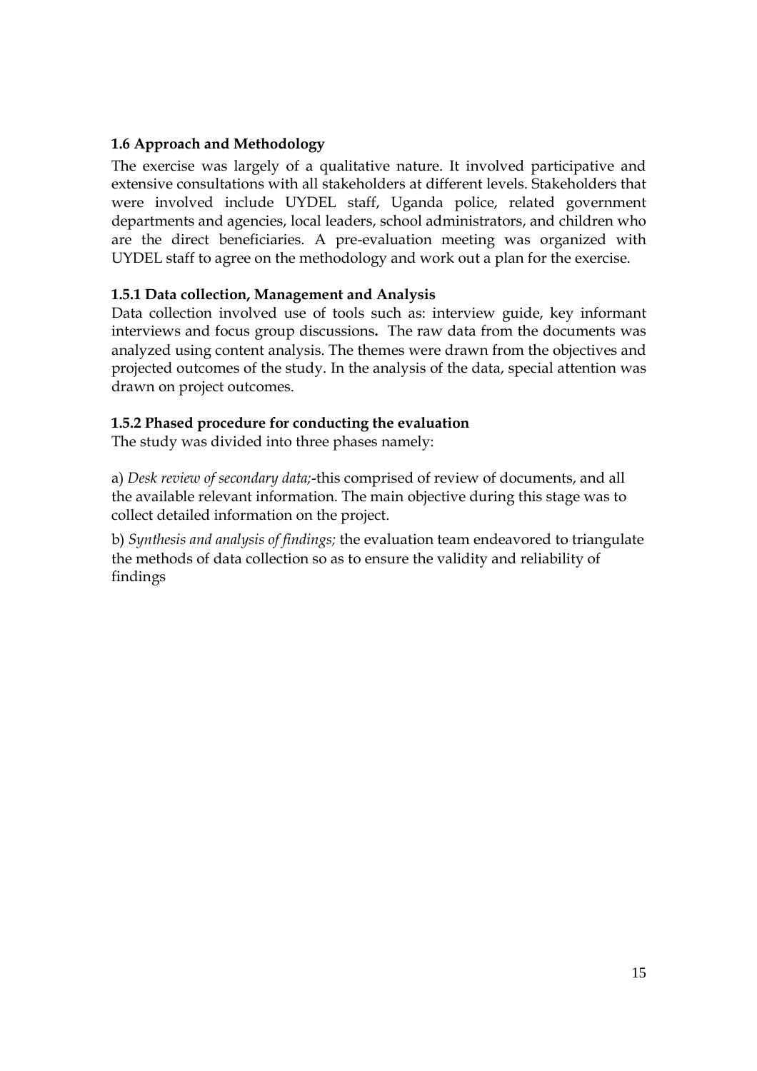### 1.6 Approach and Methodology

The exercise was largely of a qualitative nature. It involved participative and extensive consultations with all stakeholders at different levels. Stakeholders that were involved include UYDEL staff, Uganda police, related government departments and agencies, local leaders, school administrators, and children who are the direct beneficiaries. A pre-evaluation meeting was organized with UYDEL staff to agree on the methodology and work out a plan for the exercise.

#### 1.5.1 Data collection, Management and Analysis

Data collection involved use of tools such as: interview guide, key informant interviews and focus group discussions**.** The raw data from the documents was analyzed using content analysis. The themes were drawn from the objectives and projected outcomes of the study. In the analysis of the data, special attention was drawn on project outcomes.

#### 1.5.2 Phased procedure for conducting the evaluation

The study was divided into three phases namely:

a) *Desk review of secondary data;*-this comprised of review of documents, and all the available relevant information. The main objective during this stage was to collect detailed information on the project.

b) *Synthesis and analysis of findings;* the evaluation team endeavored to triangulate the methods of data collection so as to ensure the validity and reliability of findings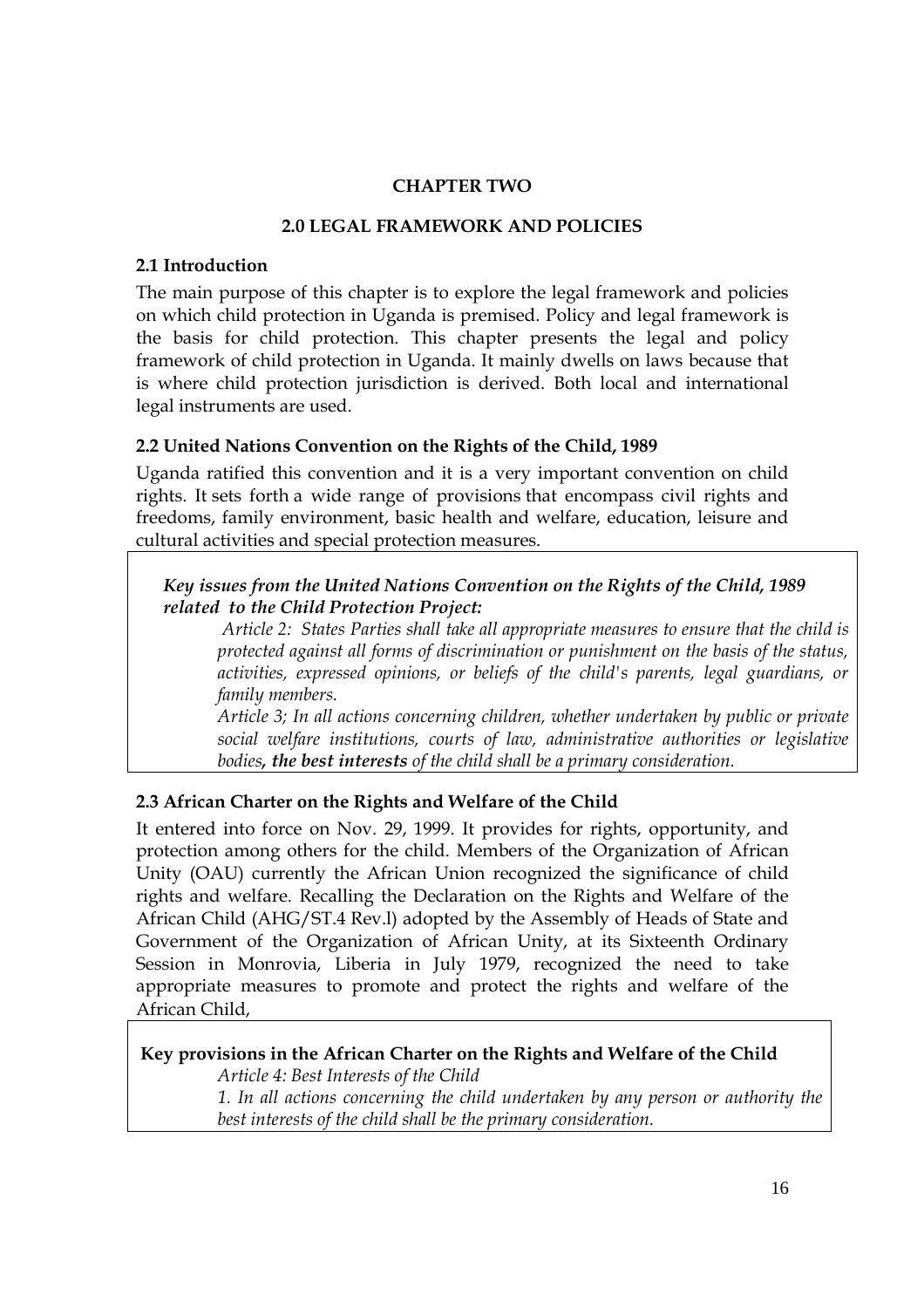# CHAPTER TWO

## 2.0 LEGAL FRAMEWORK AND POLICIES

### 2.1 Introduction

The main purpose of this chapter is to explore the legal framework and policies on which child protection in Uganda is premised. Policy and legal framework is the basis for child protection. This chapter presents the legal and policy framework of child protection in Uganda. It mainly dwells on laws because that is where child protection jurisdiction is derived. Both local and international legal instruments are used.

### 2.2 United Nations Convention on the Rights of the Child, 1989

Uganda ratified this convention and it is a very important convention on child rights. It sets forth a wide range of provisions that encompass civil rights and freedoms, family environment, basic health and welfare, education, leisure and cultural activities and special protection measures.

> ***Key issues from the United Nations Convention on the Rights of the Child, 1989 related to the Child Protection Project:***
>
> *Article 2: States Parties shall take all appropriate measures to ensure that the child is protected against all forms of discrimination or punishment on the basis of the status, activities, expressed opinions, or beliefs of the child's parents, legal guardians, or family members.*
>
> *Article 3; In all actions concerning children, whether undertaken by public or private social welfare institutions, courts of law, administrative authorities or legislative bodies**, the best interests** of the child shall be a primary consideration.*

### 2.3 African Charter on the Rights and Welfare of the Child

It entered into force on Nov. 29, 1999. It provides for rights, opportunity, and protection among others for the child. Members of the Organization of African Unity (OAU) currently the African Union recognized the significance of child rights and welfare. Recalling the Declaration on the Rights and Welfare of the African Child (AHG/ST.4 Rev.l) adopted by the Assembly of Heads of State and Government of the Organization of African Unity, at its Sixteenth Ordinary Session in Monrovia, Liberia in July 1979, recognized the need to take appropriate measures to promote and protect the rights and welfare of the African Child,

> **Key provisions in the African Charter on the Rights and Welfare of the Child**
>
> *Article 4: Best Interests of the Child*
>
> *1. In all actions concerning the child undertaken by any person or authority the best interests of the child shall be the primary consideration.*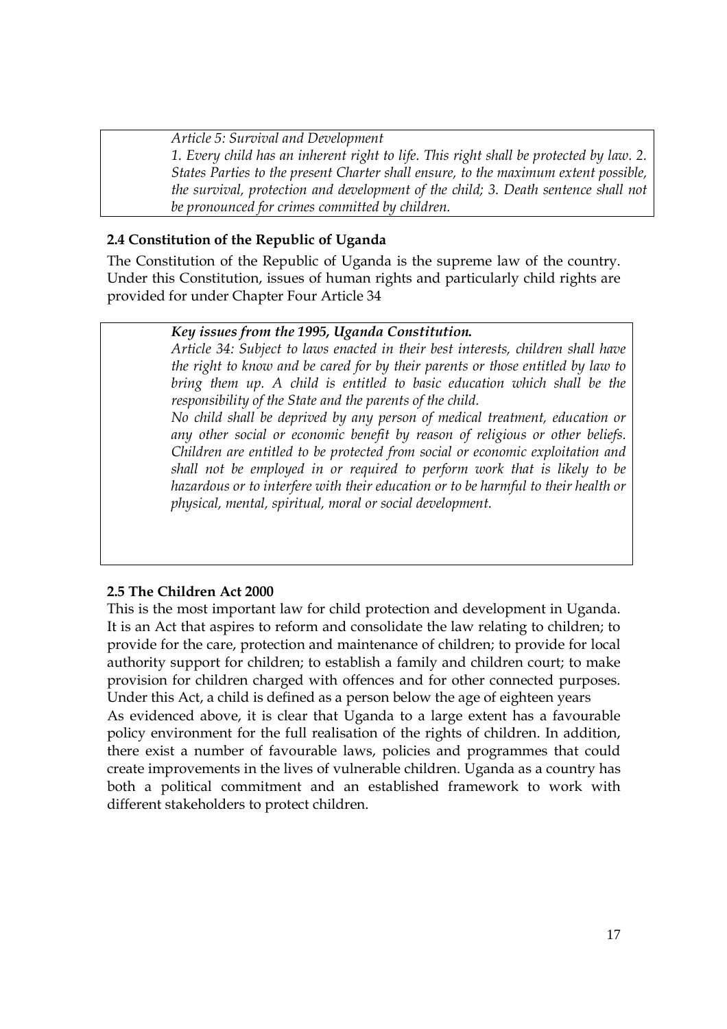*Article 5: Survival and Development*
*1. Every child has an inherent right to life. This right shall be protected by law. 2. States Parties to the present Charter shall ensure, to the maximum extent possible, the survival, protection and development of the child; 3. Death sentence shall not be pronounced for crimes committed by children.*

### 2.4 Constitution of the Republic of Uganda

The Constitution of the Republic of Uganda is the supreme law of the country. Under this Constitution, issues of human rights and particularly child rights are provided for under Chapter Four Article 34

***Key issues from the 1995, Uganda Constitution.***

*Article 34: Subject to laws enacted in their best interests, children shall have the right to know and be cared for by their parents or those entitled by law to bring them up. A child is entitled to basic education which shall be the responsibility of the State and the parents of the child.*

*No child shall be deprived by any person of medical treatment, education or any other social or economic benefit by reason of religious or other beliefs. Children are entitled to be protected from social or economic exploitation and shall not be employed in or required to perform work that is likely to be hazardous or to interfere with their education or to be harmful to their health or physical, mental, spiritual, moral or social development.*

### 2.5 The Children Act 2000

This is the most important law for child protection and development in Uganda. It is an Act that aspires to reform and consolidate the law relating to children; to provide for the care, protection and maintenance of children; to provide for local authority support for children; to establish a family and children court; to make provision for children charged with offences and for other connected purposes. Under this Act, a child is defined as a person below the age of eighteen years

As evidenced above, it is clear that Uganda to a large extent has a favourable policy environment for the full realisation of the rights of children. In addition, there exist a number of favourable laws, policies and programmes that could create improvements in the lives of vulnerable children. Uganda as a country has both a political commitment and an established framework to work with different stakeholders to protect children.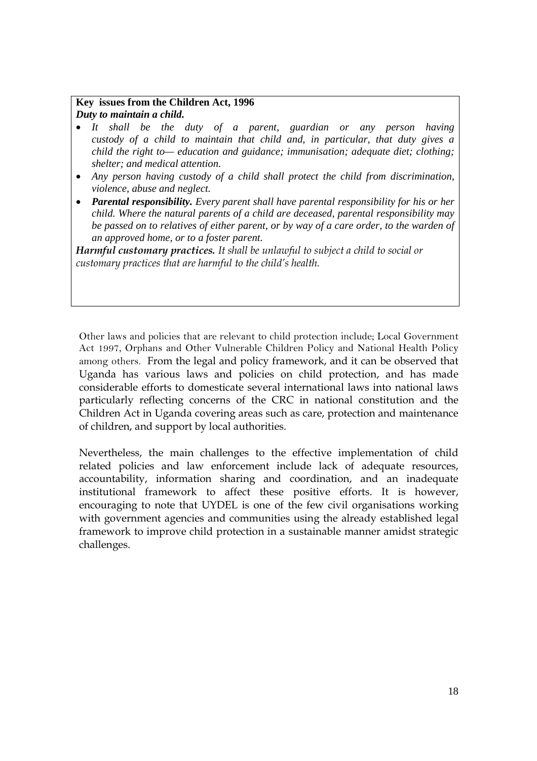**Key issues from the Children Act, 1996**

***Duty to maintain a child.***

- *It shall be the duty of a parent, guardian or any person having custody of a child to maintain that child and, in particular, that duty gives a child the right to— education and guidance; immunisation; adequate diet; clothing; shelter; and medical attention.*
- *Any person having custody of a child shall protect the child from discrimination, violence, abuse and neglect.*
- ***Parental responsibility.*** *Every parent shall have parental responsibility for his or her child. Where the natural parents of a child are deceased, parental responsibility may be passed on to relatives of either parent, or by way of a care order, to the warden of an approved home, or to a foster parent.*

***Harmful customary practices.*** *It shall be unlawful to subject a child to social or customary practices that are harmful to the child's health.*

Other laws and policies that are relevant to child protection include; Local Government Act 1997, Orphans and Other Vulnerable Children Policy and National Health Policy among others. From the legal and policy framework, and it can be observed that Uganda has various laws and policies on child protection, and has made considerable efforts to domesticate several international laws into national laws particularly reflecting concerns of the CRC in national constitution and the Children Act in Uganda covering areas such as care, protection and maintenance of children, and support by local authorities.

Nevertheless, the main challenges to the effective implementation of child related policies and law enforcement include lack of adequate resources, accountability, information sharing and coordination, and an inadequate institutional framework to affect these positive efforts. It is however, encouraging to note that UYDEL is one of the few civil organisations working with government agencies and communities using the already established legal framework to improve child protection in a sustainable manner amidst strategic challenges.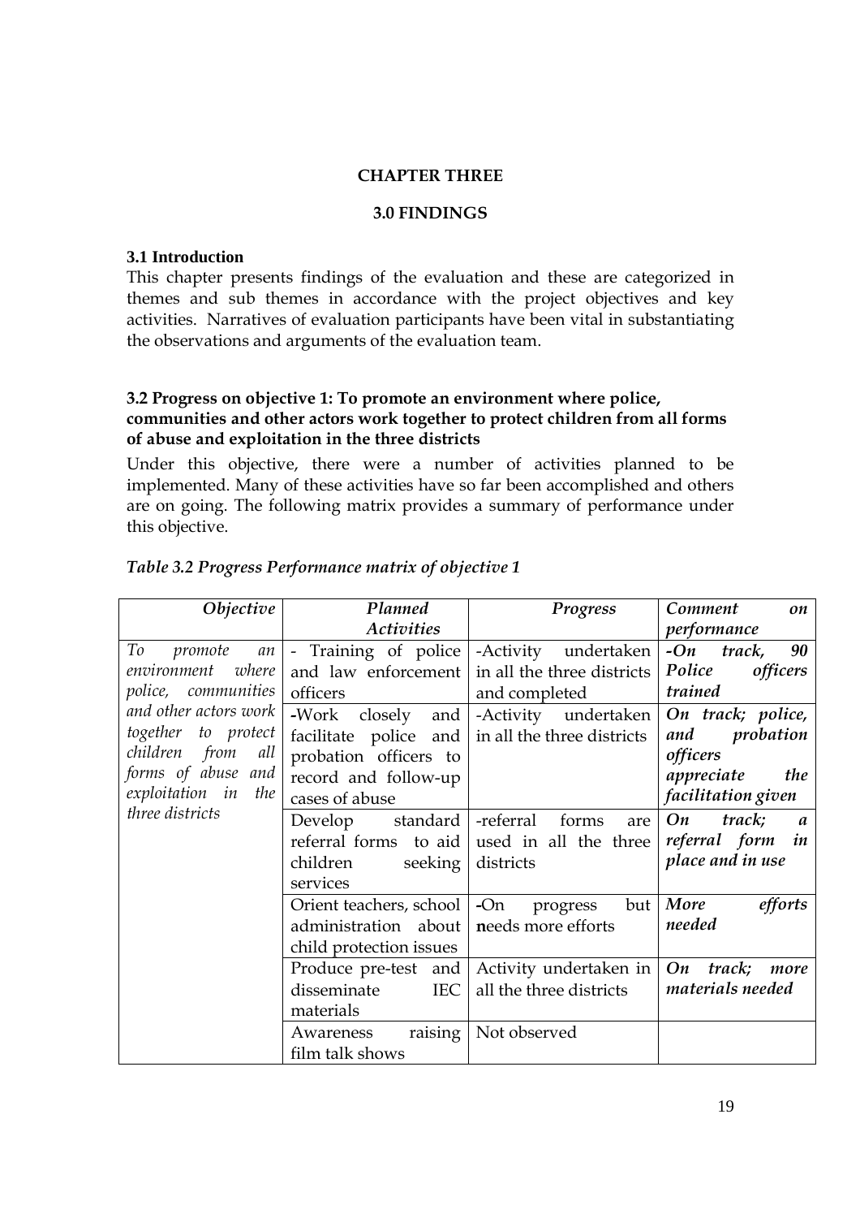# CHAPTER THREE

## 3.0 FINDINGS

### 3.1 Introduction

This chapter presents findings of the evaluation and these are categorized in themes and sub themes in accordance with the project objectives and key activities. Narratives of evaluation participants have been vital in substantiating the observations and arguments of the evaluation team.

### 3.2 Progress on objective 1: To promote an environment where police, communities and other actors work together to protect children from all forms of abuse and exploitation in the three districts

Under this objective, there were a number of activities planned to be implemented. Many of these activities have so far been accomplished and others are on going. The following matrix provides a summary of performance under this objective.

*Table 3.2 Progress Performance matrix of objective 1*

| *Objective* | *Planned Activities* | *Progress* | *Comment on performance* |
|---|---|---|---|
| *To promote an environment where police, communities and other actors work together to protect children from all forms of abuse and exploitation in the three districts* | - Training of police and law enforcement officers | -Activity undertaken in all the three districts and completed | ***-On track, 90 Police officers trained*** |
| | -Work closely and facilitate police and probation officers to record and follow-up cases of abuse | -Activity undertaken in all the three districts | ***On track; police, and probation officers appreciate the facilitation given*** |
| | Develop standard referral forms to aid children seeking services | -referral forms are used in all the three districts | ***On track; a referral form in place and in use*** |
| | Orient teachers, school administration about child protection issues | -On progress but needs more efforts | ***More efforts needed*** |
| | Produce pre-test and disseminate IEC materials | Activity undertaken in all the three districts | ***On track; more materials needed*** |
| | Awareness raising film talk shows | Not observed | |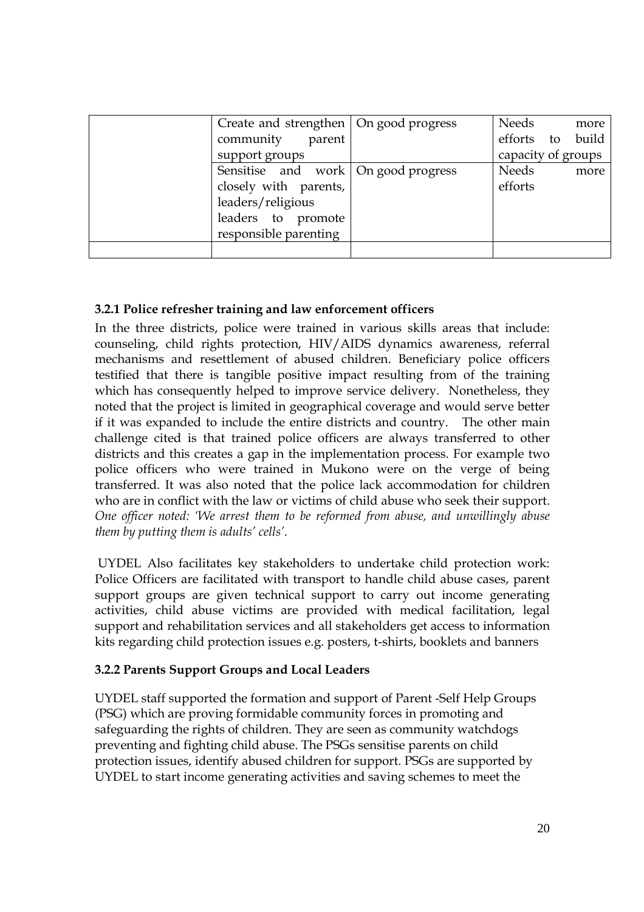| | | | |
|---|---|---|---|
| | Create and strengthen community parent support groups | On good progress | Needs more efforts to build capacity of groups |
| | Sensitise and work closely with parents, leaders/religious leaders to promote responsible parenting | On good progress | Needs more efforts |
| | | | |

**3.2.1 Police refresher training and law enforcement officers**

In the three districts, police were trained in various skills areas that include: counseling, child rights protection, HIV/AIDS dynamics awareness, referral mechanisms and resettlement of abused children. Beneficiary police officers testified that there is tangible positive impact resulting from of the training which has consequently helped to improve service delivery. Nonetheless, they noted that the project is limited in geographical coverage and would serve better if it was expanded to include the entire districts and country. The other main challenge cited is that trained police officers are always transferred to other districts and this creates a gap in the implementation process. For example two police officers who were trained in Mukono were on the verge of being transferred. It was also noted that the police lack accommodation for children who are in conflict with the law or victims of child abuse who seek their support. *One officer noted: 'We arrest them to be reformed from abuse, and unwillingly abuse them by putting them is adults' cells'.*

UYDEL Also facilitates key stakeholders to undertake child protection work: Police Officers are facilitated with transport to handle child abuse cases, parent support groups are given technical support to carry out income generating activities, child abuse victims are provided with medical facilitation, legal support and rehabilitation services and all stakeholders get access to information kits regarding child protection issues e.g. posters, t-shirts, booklets and banners

**3.2.2 Parents Support Groups and Local Leaders**

UYDEL staff supported the formation and support of Parent -Self Help Groups (PSG) which are proving formidable community forces in promoting and safeguarding the rights of children. They are seen as community watchdogs preventing and fighting child abuse. The PSGs sensitise parents on child protection issues, identify abused children for support. PSGs are supported by UYDEL to start income generating activities and saving schemes to meet the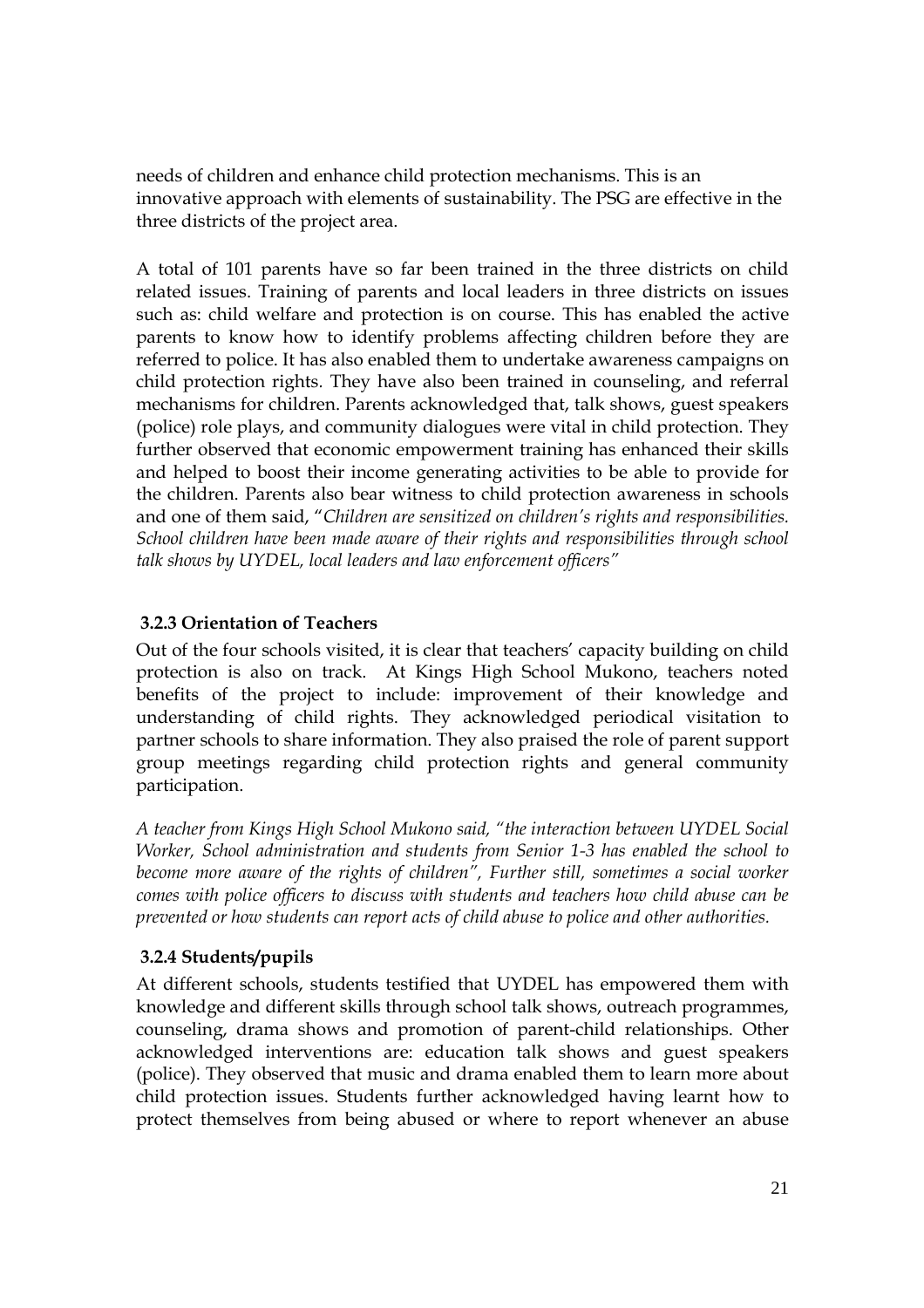needs of children and enhance child protection mechanisms. This is an innovative approach with elements of sustainability. The PSG are effective in the three districts of the project area.

A total of 101 parents have so far been trained in the three districts on child related issues. Training of parents and local leaders in three districts on issues such as: child welfare and protection is on course. This has enabled the active parents to know how to identify problems affecting children before they are referred to police. It has also enabled them to undertake awareness campaigns on child protection rights. They have also been trained in counseling, and referral mechanisms for children. Parents acknowledged that, talk shows, guest speakers (police) role plays, and community dialogues were vital in child protection. They further observed that economic empowerment training has enhanced their skills and helped to boost their income generating activities to be able to provide for the children. Parents also bear witness to child protection awareness in schools and one of them said, "*Children are sensitized on children's rights and responsibilities. School children have been made aware of their rights and responsibilities through school talk shows by UYDEL, local leaders and law enforcement officers*"

### 3.2.3 Orientation of Teachers

Out of the four schools visited, it is clear that teachers' capacity building on child protection is also on track. At Kings High School Mukono, teachers noted benefits of the project to include: improvement of their knowledge and understanding of child rights. They acknowledged periodical visitation to partner schools to share information. They also praised the role of parent support group meetings regarding child protection rights and general community participation.

*A teacher from Kings High School Mukono said, "the interaction between UYDEL Social Worker, School administration and students from Senior 1-3 has enabled the school to become more aware of the rights of children", Further still, sometimes a social worker comes with police officers to discuss with students and teachers how child abuse can be prevented or how students can report acts of child abuse to police and other authorities.*

### 3.2.4 Students/pupils

At different schools, students testified that UYDEL has empowered them with knowledge and different skills through school talk shows, outreach programmes, counseling, drama shows and promotion of parent-child relationships. Other acknowledged interventions are: education talk shows and guest speakers (police). They observed that music and drama enabled them to learn more about child protection issues. Students further acknowledged having learnt how to protect themselves from being abused or where to report whenever an abuse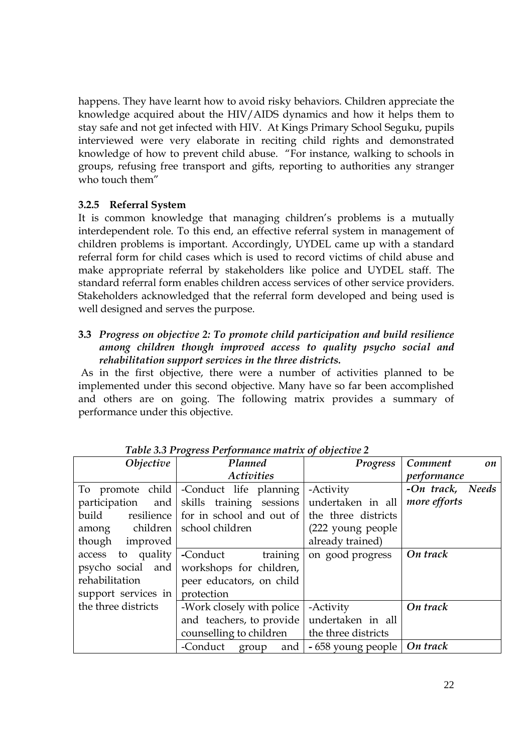happens. They have learnt how to avoid risky behaviors. Children appreciate the knowledge acquired about the HIV/AIDS dynamics and how it helps them to stay safe and not get infected with HIV. At Kings Primary School Seguku, pupils interviewed were very elaborate in reciting child rights and demonstrated knowledge of how to prevent child abuse. "For instance, walking to schools in groups, refusing free transport and gifts, reporting to authorities any stranger who touch them"

### 3.2.5 Referral System

It is common knowledge that managing children's problems is a mutually interdependent role. To this end, an effective referral system in management of children problems is important. Accordingly, UYDEL came up with a standard referral form for child cases which is used to record victims of child abuse and make appropriate referral by stakeholders like police and UYDEL staff. The standard referral form enables children access services of other service providers. Stakeholders acknowledged that the referral form developed and being used is well designed and serves the purpose.

### 3.3 *Progress on objective 2: To promote child participation and build resilience among children though improved access to quality psycho social and rehabilitation support services in the three districts.*

As in the first objective, there were a number of activities planned to be implemented under this second objective. Many have so far been accomplished and others are on going. The following matrix provides a summary of performance under this objective.

*Table 3.3 Progress Performance matrix of objective 2*

| *Objective* | *Planned Activities* | *Progress* | *Comment on performance* |
|---|---|---|---|
| To promote child participation and build resilience among children though improved access to quality psycho social and rehabilitation support services in the three districts | -Conduct life planning skills training sessions for in school and out of school children | -Activity undertaken in all the three districts (222 young people already trained) | ***-On track, Needs more efforts*** |
| | -Conduct training workshops for children, peer educators, on child protection | on good progress | ***On track*** |
| | -Work closely with police and teachers, to provide counselling to children | -Activity undertaken in all the three districts | ***On track*** |
| | -Conduct group and | - 658 young people | ***On track*** |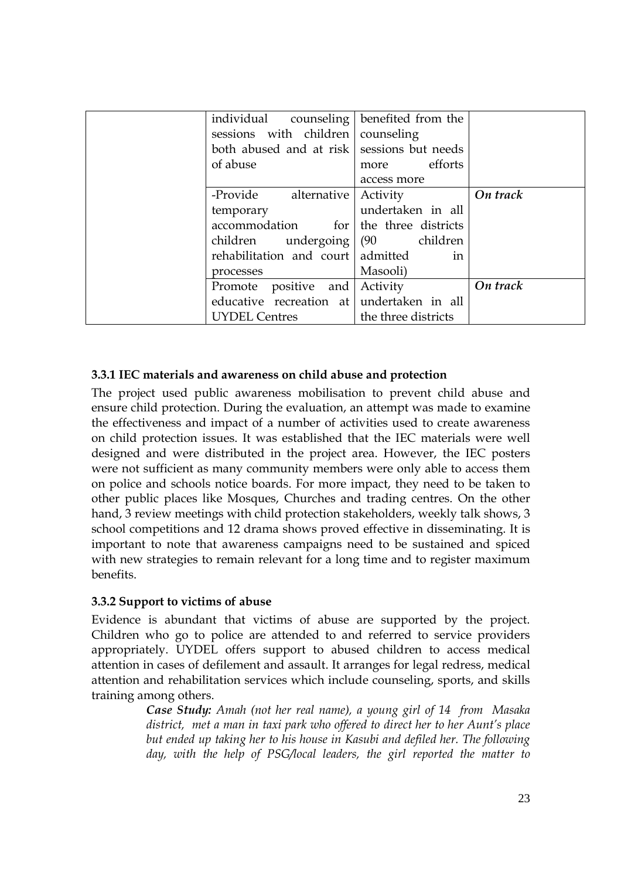| | | | |
|---|---|---|---|
| | individual counseling sessions with children both abused and at risk of abuse | benefited from the counseling sessions but needs more efforts access more | |
| | -Provide alternative temporary accommodation for children undergoing rehabilitation and court processes | Activity undertaken in all the three districts (90 children admitted in Masooli) | *On track* |
| | Promote positive and educative recreation at UYDEL Centres | Activity undertaken in all the three districts | *On track* |

### 3.3.1 IEC materials and awareness on child abuse and protection

The project used public awareness mobilisation to prevent child abuse and ensure child protection. During the evaluation, an attempt was made to examine the effectiveness and impact of a number of activities used to create awareness on child protection issues. It was established that the IEC materials were well designed and were distributed in the project area. However, the IEC posters were not sufficient as many community members were only able to access them on police and schools notice boards. For more impact, they need to be taken to other public places like Mosques, Churches and trading centres. On the other hand, 3 review meetings with child protection stakeholders, weekly talk shows, 3 school competitions and 12 drama shows proved effective in disseminating. It is important to note that awareness campaigns need to be sustained and spiced with new strategies to remain relevant for a long time and to register maximum benefits.

### 3.3.2 Support to victims of abuse

Evidence is abundant that victims of abuse are supported by the project. Children who go to police are attended to and referred to service providers appropriately. UYDEL offers support to abused children to access medical attention in cases of defilement and assault. It arranges for legal redress, medical attention and rehabilitation services which include counseling, sports, and skills training among others.

> ***Case Study:*** *Amah (not her real name), a young girl of 14 from Masaka district, met a man in taxi park who offered to direct her to her Aunt's place but ended up taking her to his house in Kasubi and defiled her. The following day, with the help of PSG/local leaders, the girl reported the matter to*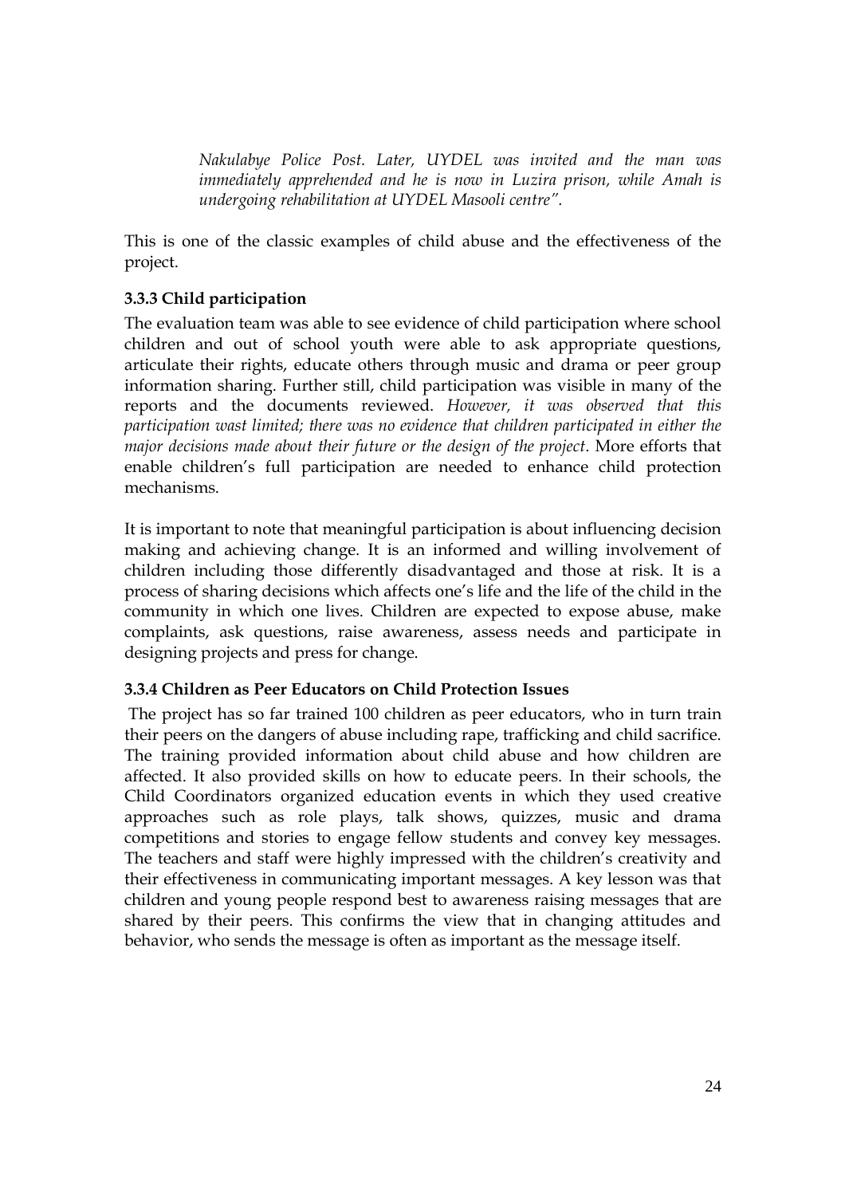> *Nakulabye Police Post. Later, UYDEL was invited and the man was immediately apprehended and he is now in Luzira prison, while Amah is undergoing rehabilitation at UYDEL Masooli centre".*

This is one of the classic examples of child abuse and the effectiveness of the project.

### 3.3.3 Child participation

The evaluation team was able to see evidence of child participation where school children and out of school youth were able to ask appropriate questions, articulate their rights, educate others through music and drama or peer group information sharing. Further still, child participation was visible in many of the reports and the documents reviewed. *However, it was observed that this participation wast limited; there was no evidence that children participated in either the major decisions made about their future or the design of the project*. More efforts that enable children's full participation are needed to enhance child protection mechanisms.

It is important to note that meaningful participation is about influencing decision making and achieving change. It is an informed and willing involvement of children including those differently disadvantaged and those at risk. It is a process of sharing decisions which affects one's life and the life of the child in the community in which one lives. Children are expected to expose abuse, make complaints, ask questions, raise awareness, assess needs and participate in designing projects and press for change.

### 3.3.4 Children as Peer Educators on Child Protection Issues

The project has so far trained 100 children as peer educators, who in turn train their peers on the dangers of abuse including rape, trafficking and child sacrifice. The training provided information about child abuse and how children are affected. It also provided skills on how to educate peers. In their schools, the Child Coordinators organized education events in which they used creative approaches such as role plays, talk shows, quizzes, music and drama competitions and stories to engage fellow students and convey key messages. The teachers and staff were highly impressed with the children's creativity and their effectiveness in communicating important messages. A key lesson was that children and young people respond best to awareness raising messages that are shared by their peers. This confirms the view that in changing attitudes and behavior, who sends the message is often as important as the message itself.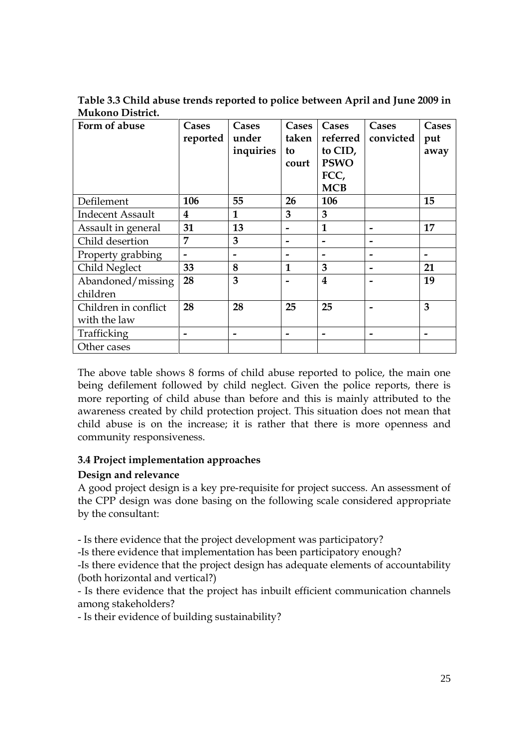**Table 3.3 Child abuse trends reported to police between April and June 2009 in Mukono District.**

| Form of abuse | Cases reported | Cases under inquiries | Cases taken to court | Cases referred to CID, PSWO FCC, MCB | Cases convicted | Cases put away |
|---|---|---|---|---|---|---|
| Defilement | **106** | **55** | **26** | **106** | | **15** |
| Indecent Assault | **4** | **1** | **3** | **3** | | |
| Assault in general | **31** | **13** | **-** | **1** | **-** | **17** |
| Child desertion | **7** | **3** | **-** | **-** | **-** | |
| Property grabbing | **-** | **-** | **-** | **-** | **-** | **-** |
| Child Neglect | **33** | **8** | **1** | **3** | **-** | **21** |
| Abandoned/missing children | **28** | **3** | **-** | **4** | **-** | **19** |
| Children in conflict with the law | **28** | **28** | **25** | **25** | **-** | **3** |
| Trafficking | **-** | **-** | **-** | **-** | **-** | **-** |
| Other cases | | | | | | |

The above table shows 8 forms of child abuse reported to police, the main one being defilement followed by child neglect. Given the police reports, there is more reporting of child abuse than before and this is mainly attributed to the awareness created by child protection project. This situation does not mean that child abuse is on the increase; it is rather that there is more openness and community responsiveness.

### 3.4 Project implementation approaches

**Design and relevance**

A good project design is a key pre-requisite for project success. An assessment of the CPP design was done basing on the following scale considered appropriate by the consultant:

- Is there evidence that the project development was participatory?
-Is there evidence that implementation has been participatory enough?
-Is there evidence that the project design has adequate elements of accountability (both horizontal and vertical?)
- Is there evidence that the project has inbuilt efficient communication channels among stakeholders?
- Is their evidence of building sustainability?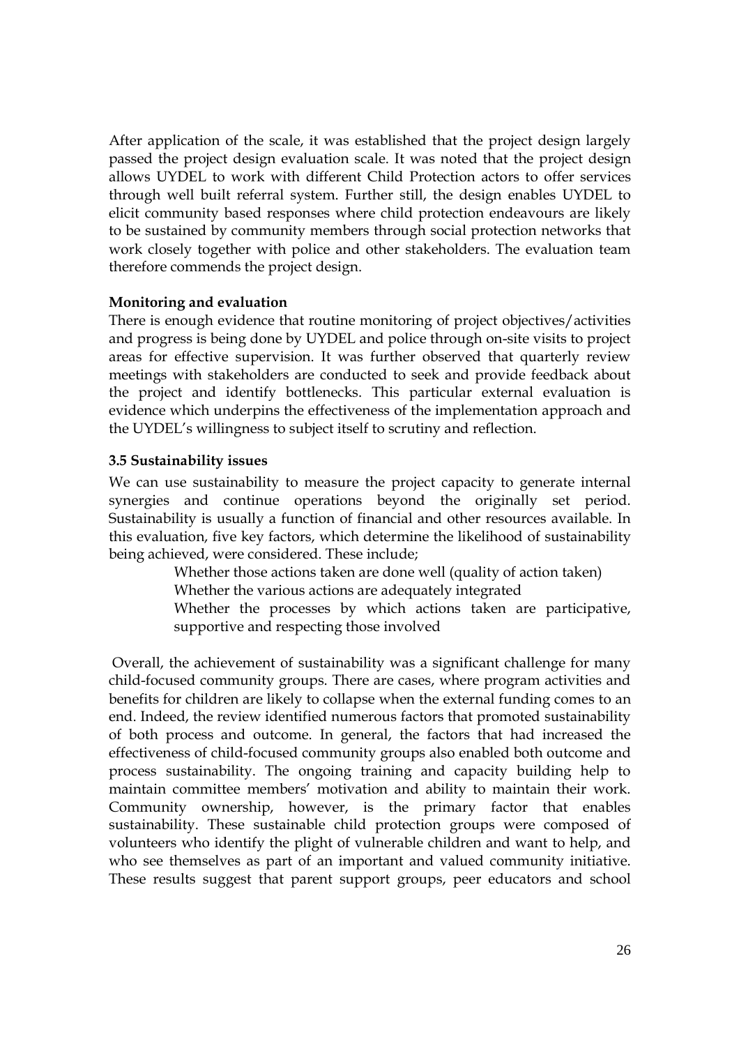After application of the scale, it was established that the project design largely passed the project design evaluation scale. It was noted that the project design allows UYDEL to work with different Child Protection actors to offer services through well built referral system. Further still, the design enables UYDEL to elicit community based responses where child protection endeavours are likely to be sustained by community members through social protection networks that work closely together with police and other stakeholders. The evaluation team therefore commends the project design.

**Monitoring and evaluation**

There is enough evidence that routine monitoring of project objectives/activities and progress is being done by UYDEL and police through on-site visits to project areas for effective supervision. It was further observed that quarterly review meetings with stakeholders are conducted to seek and provide feedback about the project and identify bottlenecks. This particular external evaluation is evidence which underpins the effectiveness of the implementation approach and the UYDEL's willingness to subject itself to scrutiny and reflection.

### 3.5 Sustainability issues

We can use sustainability to measure the project capacity to generate internal synergies and continue operations beyond the originally set period. Sustainability is usually a function of financial and other resources available. In this evaluation, five key factors, which determine the likelihood of sustainability being achieved, were considered. These include;

- Whether those actions taken are done well (quality of action taken)
- Whether the various actions are adequately integrated
- Whether the processes by which actions taken are participative, supportive and respecting those involved

Overall, the achievement of sustainability was a significant challenge for many child-focused community groups. There are cases, where program activities and benefits for children are likely to collapse when the external funding comes to an end. Indeed, the review identified numerous factors that promoted sustainability of both process and outcome. In general, the factors that had increased the effectiveness of child-focused community groups also enabled both outcome and process sustainability. The ongoing training and capacity building help to maintain committee members' motivation and ability to maintain their work. Community ownership, however, is the primary factor that enables sustainability. These sustainable child protection groups were composed of volunteers who identify the plight of vulnerable children and want to help, and who see themselves as part of an important and valued community initiative. These results suggest that parent support groups, peer educators and school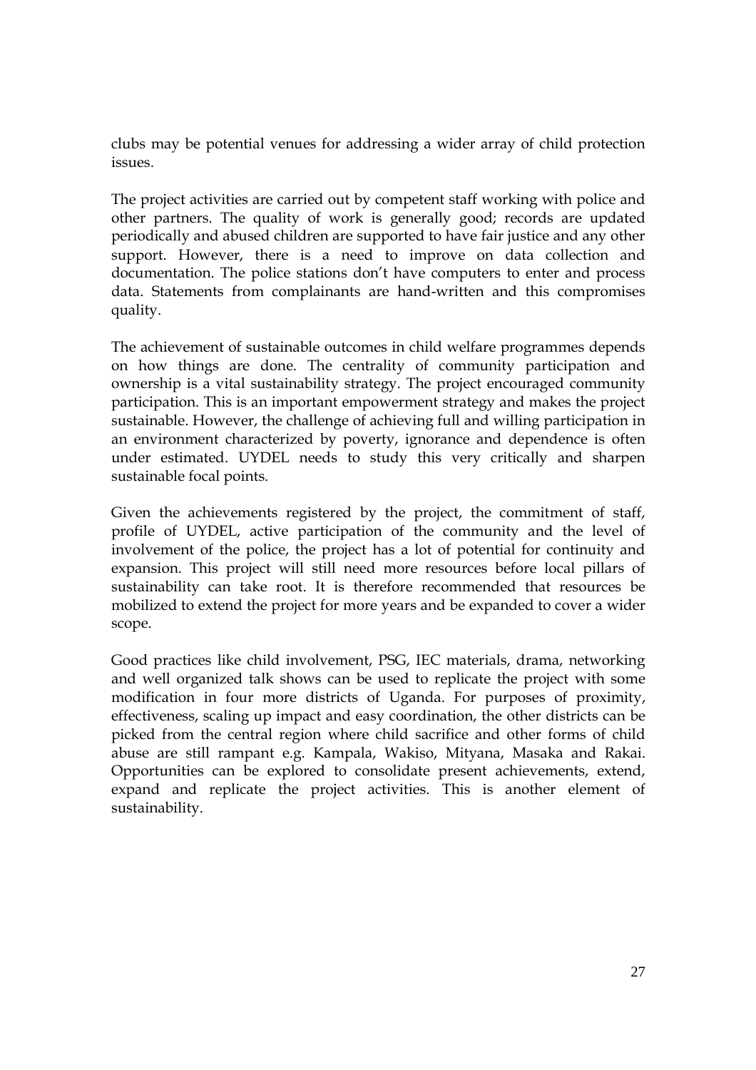clubs may be potential venues for addressing a wider array of child protection issues.

The project activities are carried out by competent staff working with police and other partners. The quality of work is generally good; records are updated periodically and abused children are supported to have fair justice and any other support. However, there is a need to improve on data collection and documentation. The police stations don't have computers to enter and process data. Statements from complainants are hand-written and this compromises quality.

The achievement of sustainable outcomes in child welfare programmes depends on how things are done. The centrality of community participation and ownership is a vital sustainability strategy. The project encouraged community participation. This is an important empowerment strategy and makes the project sustainable. However, the challenge of achieving full and willing participation in an environment characterized by poverty, ignorance and dependence is often under estimated. UYDEL needs to study this very critically and sharpen sustainable focal points.

Given the achievements registered by the project, the commitment of staff, profile of UYDEL, active participation of the community and the level of involvement of the police, the project has a lot of potential for continuity and expansion. This project will still need more resources before local pillars of sustainability can take root. It is therefore recommended that resources be mobilized to extend the project for more years and be expanded to cover a wider scope.

Good practices like child involvement, PSG, IEC materials, drama, networking and well organized talk shows can be used to replicate the project with some modification in four more districts of Uganda. For purposes of proximity, effectiveness, scaling up impact and easy coordination, the other districts can be picked from the central region where child sacrifice and other forms of child abuse are still rampant e.g. Kampala, Wakiso, Mityana, Masaka and Rakai. Opportunities can be explored to consolidate present achievements, extend, expand and replicate the project activities. This is another element of sustainability.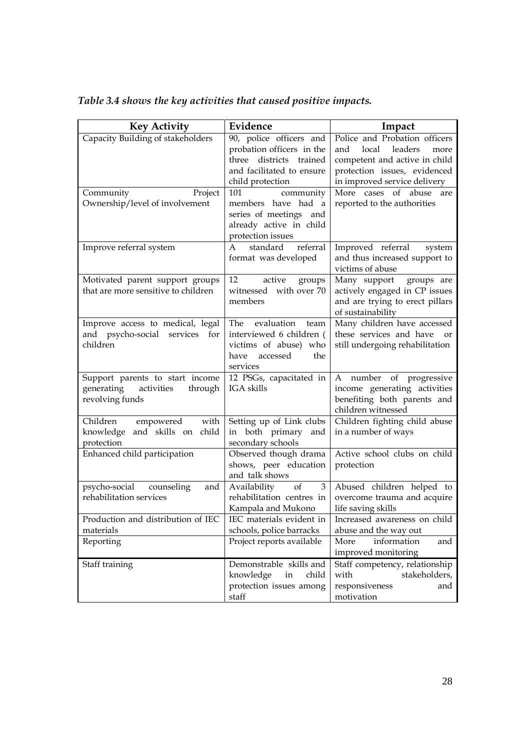*Table 3.4 shows the key activities that caused positive impacts.*

| Key Activity | Evidence | Impact |
|---|---|---|
| Capacity Building of stakeholders | 90, police officers and probation officers in the three districts trained and facilitated to ensure child protection | Police and Probation officers and local leaders more competent and active in child protection issues, evidenced in improved service delivery |
| Community Project Ownership/level of involvement | 101 community members have had a series of meetings and already active in child protection issues | More cases of abuse are reported to the authorities |
| Improve referral system | A standard referral format was developed | Improved referral system and thus increased support to victims of abuse |
| Motivated parent support groups that are more sensitive to children | 12 active groups witnessed with over 70 members | Many support groups are actively engaged in CP issues and are trying to erect pillars of sustainability |
| Improve access to medical, legal and psycho-social services for children | The evaluation team interviewed 6 children ( victims of abuse) who have accessed the services | Many children have accessed these services and have or still undergoing rehabilitation |
| Support parents to start income generating activities through revolving funds | 12 PSGs, capacitated in IGA skills | A number of progressive income generating activities benefiting both parents and children witnessed |
| Children empowered with knowledge and skills on child protection | Setting up of Link clubs in both primary and secondary schools | Children fighting child abuse in a number of ways |
| Enhanced child participation | Observed though drama shows, peer education and talk shows | Active school clubs on child protection |
| psycho-social counseling and rehabilitation services | Availability of 3 rehabilitation centres in Kampala and Mukono | Abused children helped to overcome trauma and acquire life saving skills |
| Production and distribution of IEC materials | IEC materials evident in schools, police barracks | Increased awareness on child abuse and the way out |
| Reporting | Project reports available | More information and improved monitoring |
| Staff training | Demonstrable skills and knowledge in child protection issues among staff | Staff competency, relationship with stakeholders, responsiveness and motivation |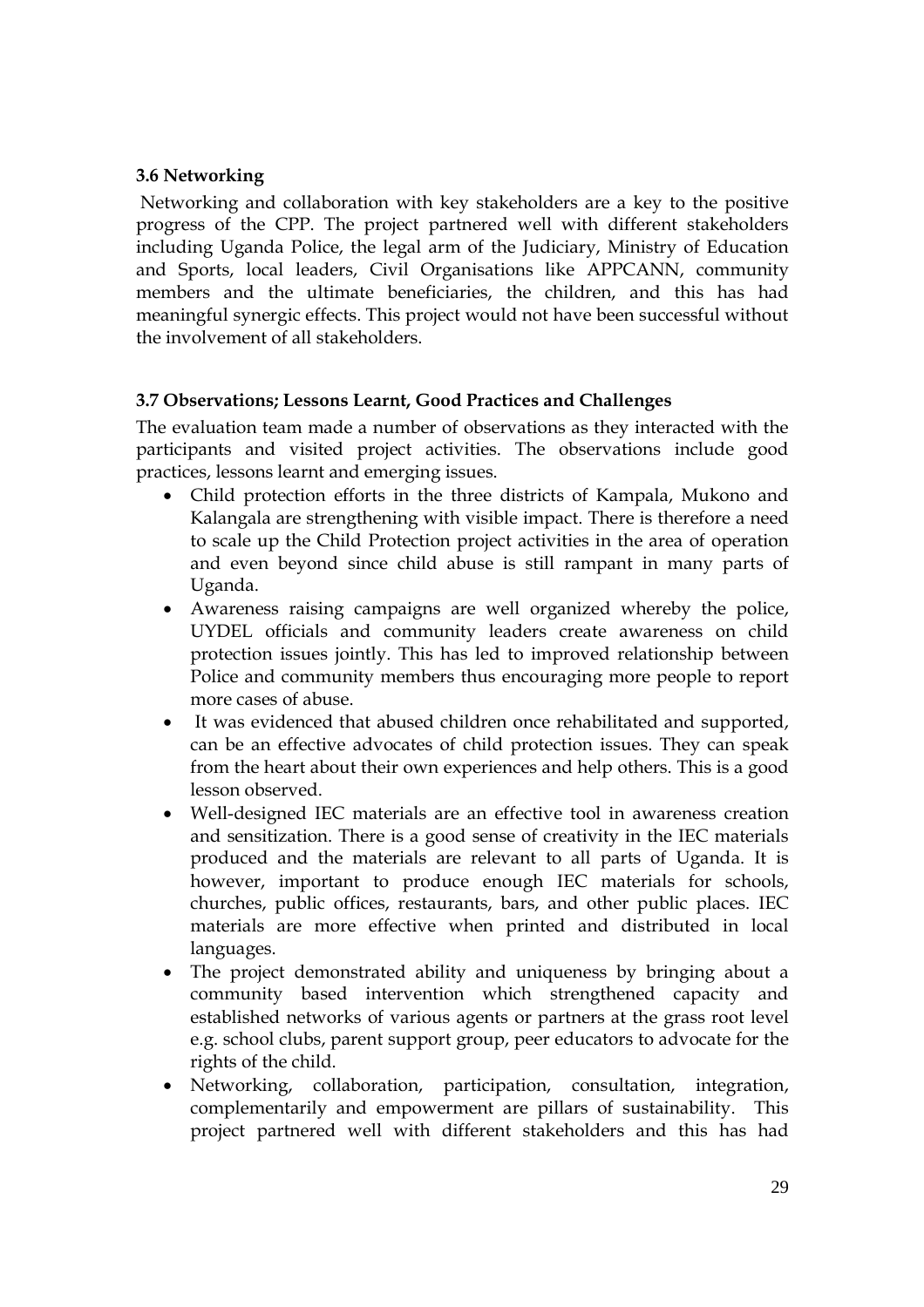### 3.6 Networking

Networking and collaboration with key stakeholders are a key to the positive progress of the CPP. The project partnered well with different stakeholders including Uganda Police, the legal arm of the Judiciary, Ministry of Education and Sports, local leaders, Civil Organisations like APPCANN, community members and the ultimate beneficiaries, the children, and this has had meaningful synergic effects. This project would not have been successful without the involvement of all stakeholders.

### 3.7 Observations; Lessons Learnt, Good Practices and Challenges

The evaluation team made a number of observations as they interacted with the participants and visited project activities. The observations include good practices, lessons learnt and emerging issues.

- Child protection efforts in the three districts of Kampala, Mukono and Kalangala are strengthening with visible impact. There is therefore a need to scale up the Child Protection project activities in the area of operation and even beyond since child abuse is still rampant in many parts of Uganda.
- Awareness raising campaigns are well organized whereby the police, UYDEL officials and community leaders create awareness on child protection issues jointly. This has led to improved relationship between Police and community members thus encouraging more people to report more cases of abuse.
- It was evidenced that abused children once rehabilitated and supported, can be an effective advocates of child protection issues. They can speak from the heart about their own experiences and help others. This is a good lesson observed.
- Well-designed IEC materials are an effective tool in awareness creation and sensitization. There is a good sense of creativity in the IEC materials produced and the materials are relevant to all parts of Uganda. It is however, important to produce enough IEC materials for schools, churches, public offices, restaurants, bars, and other public places. IEC materials are more effective when printed and distributed in local languages.
- The project demonstrated ability and uniqueness by bringing about a community based intervention which strengthened capacity and established networks of various agents or partners at the grass root level e.g. school clubs, parent support group, peer educators to advocate for the rights of the child.
- Networking, collaboration, participation, consultation, integration, complementarily and empowerment are pillars of sustainability. This project partnered well with different stakeholders and this has had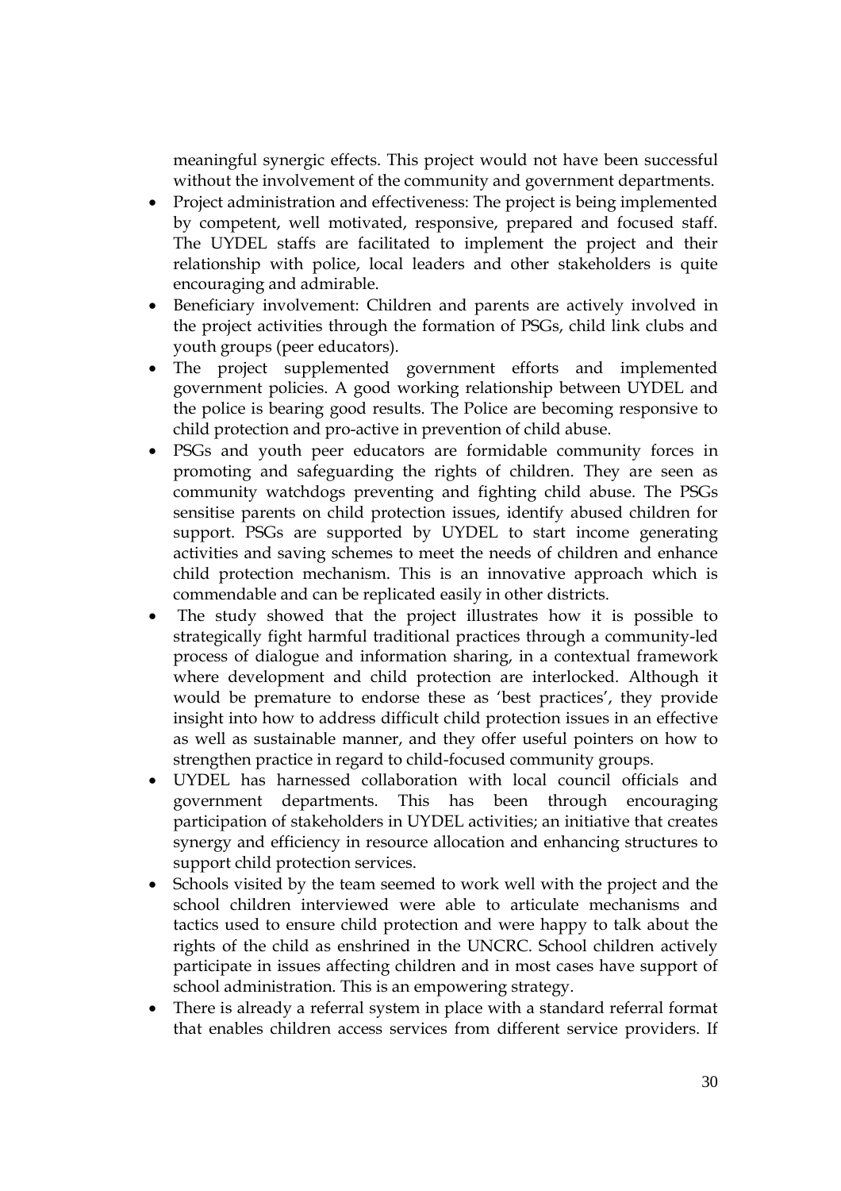meaningful synergic effects. This project would not have been successful without the involvement of the community and government departments.

- Project administration and effectiveness: The project is being implemented by competent, well motivated, responsive, prepared and focused staff. The UYDEL staffs are facilitated to implement the project and their relationship with police, local leaders and other stakeholders is quite encouraging and admirable.
- Beneficiary involvement: Children and parents are actively involved in the project activities through the formation of PSGs, child link clubs and youth groups (peer educators).
- The project supplemented government efforts and implemented government policies. A good working relationship between UYDEL and the police is bearing good results. The Police are becoming responsive to child protection and pro-active in prevention of child abuse.
- PSGs and youth peer educators are formidable community forces in promoting and safeguarding the rights of children. They are seen as community watchdogs preventing and fighting child abuse. The PSGs sensitise parents on child protection issues, identify abused children for support. PSGs are supported by UYDEL to start income generating activities and saving schemes to meet the needs of children and enhance child protection mechanism. This is an innovative approach which is commendable and can be replicated easily in other districts.
- The study showed that the project illustrates how it is possible to strategically fight harmful traditional practices through a community-led process of dialogue and information sharing, in a contextual framework where development and child protection are interlocked. Although it would be premature to endorse these as 'best practices', they provide insight into how to address difficult child protection issues in an effective as well as sustainable manner, and they offer useful pointers on how to strengthen practice in regard to child-focused community groups.
- UYDEL has harnessed collaboration with local council officials and government departments. This has been through encouraging participation of stakeholders in UYDEL activities; an initiative that creates synergy and efficiency in resource allocation and enhancing structures to support child protection services.
- Schools visited by the team seemed to work well with the project and the school children interviewed were able to articulate mechanisms and tactics used to ensure child protection and were happy to talk about the rights of the child as enshrined in the UNCRC. School children actively participate in issues affecting children and in most cases have support of school administration. This is an empowering strategy.
- There is already a referral system in place with a standard referral format that enables children access services from different service providers. If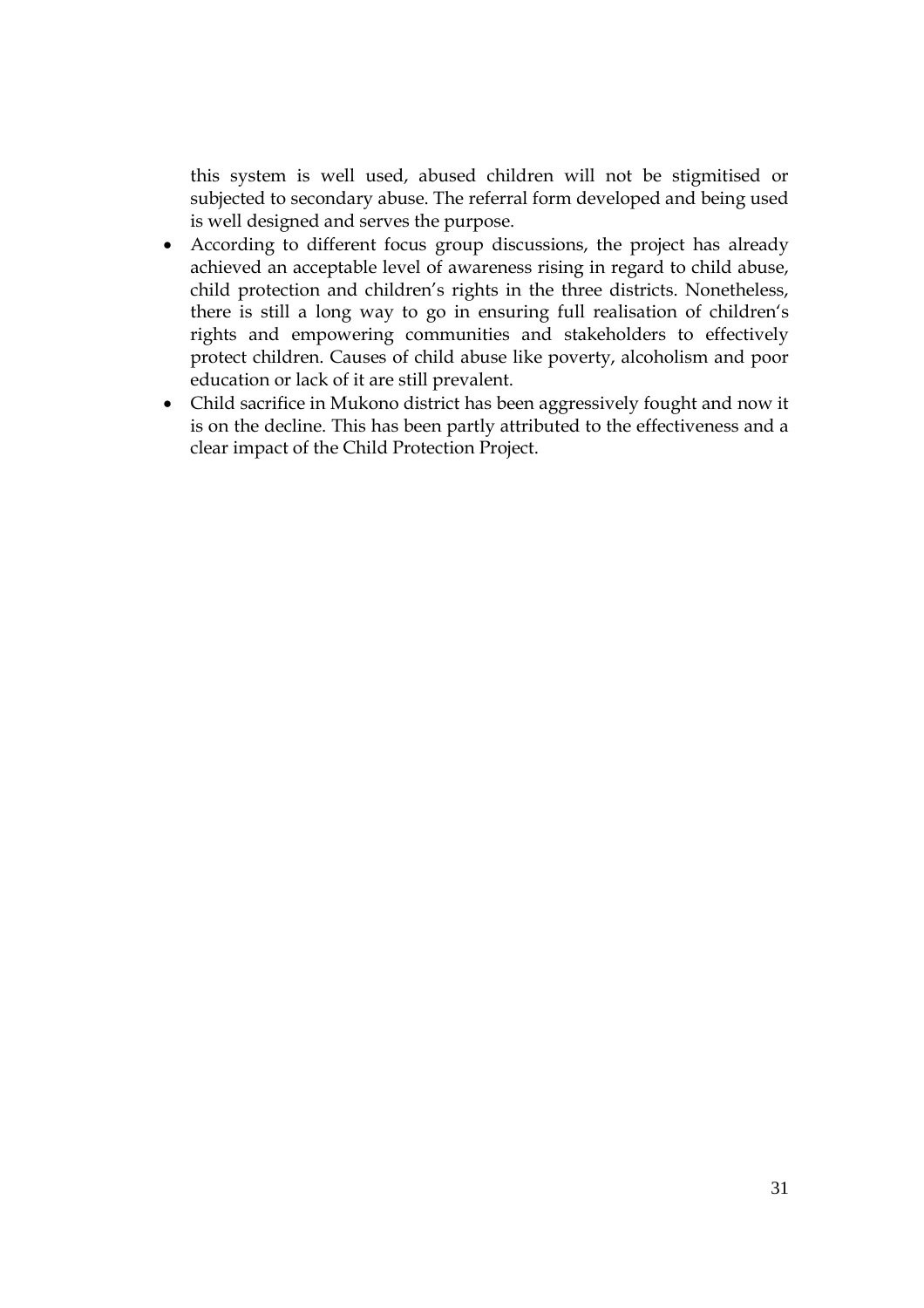this system is well used, abused children will not be stigmitised or subjected to secondary abuse. The referral form developed and being used is well designed and serves the purpose.

- According to different focus group discussions, the project has already achieved an acceptable level of awareness rising in regard to child abuse, child protection and children's rights in the three districts. Nonetheless, there is still a long way to go in ensuring full realisation of children's rights and empowering communities and stakeholders to effectively protect children. Causes of child abuse like poverty, alcoholism and poor education or lack of it are still prevalent.
- Child sacrifice in Mukono district has been aggressively fought and now it is on the decline. This has been partly attributed to the effectiveness and a clear impact of the Child Protection Project.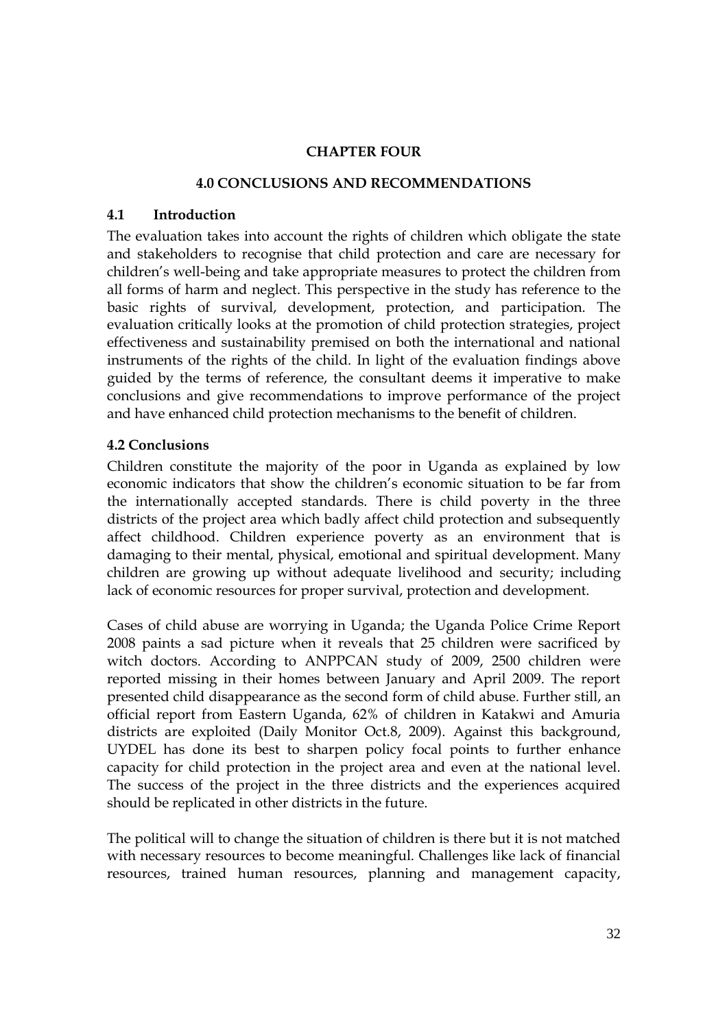# CHAPTER FOUR

## 4.0 CONCLUSIONS AND RECOMMENDATIONS

### 4.1 Introduction

The evaluation takes into account the rights of children which obligate the state and stakeholders to recognise that child protection and care are necessary for children's well-being and take appropriate measures to protect the children from all forms of harm and neglect. This perspective in the study has reference to the basic rights of survival, development, protection, and participation. The evaluation critically looks at the promotion of child protection strategies, project effectiveness and sustainability premised on both the international and national instruments of the rights of the child. In light of the evaluation findings above guided by the terms of reference, the consultant deems it imperative to make conclusions and give recommendations to improve performance of the project and have enhanced child protection mechanisms to the benefit of children.

### 4.2 Conclusions

Children constitute the majority of the poor in Uganda as explained by low economic indicators that show the children's economic situation to be far from the internationally accepted standards. There is child poverty in the three districts of the project area which badly affect child protection and subsequently affect childhood. Children experience poverty as an environment that is damaging to their mental, physical, emotional and spiritual development. Many children are growing up without adequate livelihood and security; including lack of economic resources for proper survival, protection and development.

Cases of child abuse are worrying in Uganda; the Uganda Police Crime Report 2008 paints a sad picture when it reveals that 25 children were sacrificed by witch doctors. According to ANPPCAN study of 2009, 2500 children were reported missing in their homes between January and April 2009. The report presented child disappearance as the second form of child abuse. Further still, an official report from Eastern Uganda, 62% of children in Katakwi and Amuria districts are exploited (Daily Monitor Oct.8, 2009). Against this background, UYDEL has done its best to sharpen policy focal points to further enhance capacity for child protection in the project area and even at the national level. The success of the project in the three districts and the experiences acquired should be replicated in other districts in the future.

The political will to change the situation of children is there but it is not matched with necessary resources to become meaningful. Challenges like lack of financial resources, trained human resources, planning and management capacity,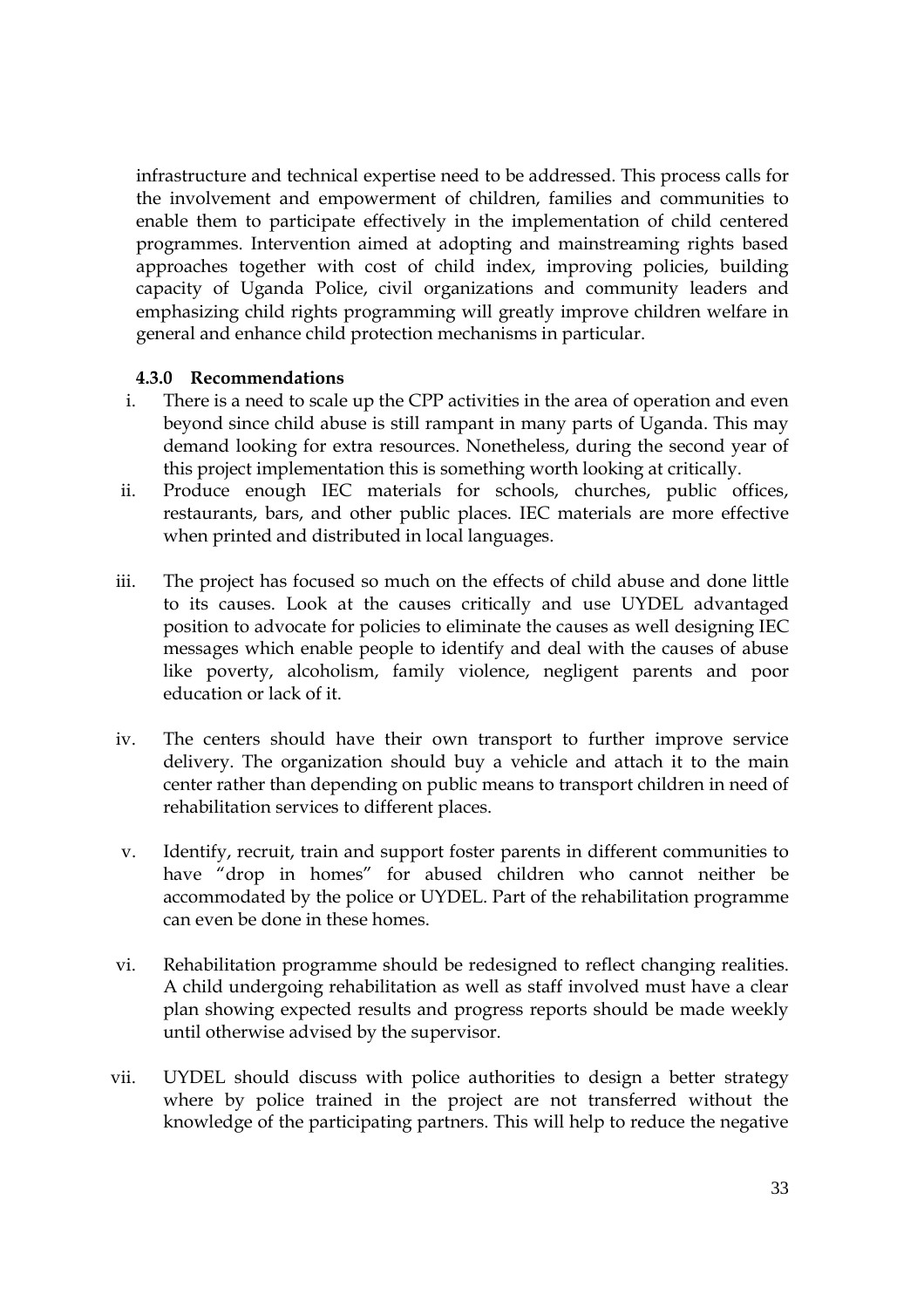infrastructure and technical expertise need to be addressed. This process calls for the involvement and empowerment of children, families and communities to enable them to participate effectively in the implementation of child centered programmes. Intervention aimed at adopting and mainstreaming rights based approaches together with cost of child index, improving policies, building capacity of Uganda Police, civil organizations and community leaders and emphasizing child rights programming will greatly improve children welfare in general and enhance child protection mechanisms in particular.

### 4.3.0 Recommendations

i. There is a need to scale up the CPP activities in the area of operation and even beyond since child abuse is still rampant in many parts of Uganda. This may demand looking for extra resources. Nonetheless, during the second year of this project implementation this is something worth looking at critically.

ii. Produce enough IEC materials for schools, churches, public offices, restaurants, bars, and other public places. IEC materials are more effective when printed and distributed in local languages.

iii. The project has focused so much on the effects of child abuse and done little to its causes. Look at the causes critically and use UYDEL advantaged position to advocate for policies to eliminate the causes as well designing IEC messages which enable people to identify and deal with the causes of abuse like poverty, alcoholism, family violence, negligent parents and poor education or lack of it.

iv. The centers should have their own transport to further improve service delivery. The organization should buy a vehicle and attach it to the main center rather than depending on public means to transport children in need of rehabilitation services to different places.

v. Identify, recruit, train and support foster parents in different communities to have "drop in homes" for abused children who cannot neither be accommodated by the police or UYDEL. Part of the rehabilitation programme can even be done in these homes.

vi. Rehabilitation programme should be redesigned to reflect changing realities. A child undergoing rehabilitation as well as staff involved must have a clear plan showing expected results and progress reports should be made weekly until otherwise advised by the supervisor.

vii. UYDEL should discuss with police authorities to design a better strategy where by police trained in the project are not transferred without the knowledge of the participating partners. This will help to reduce the negative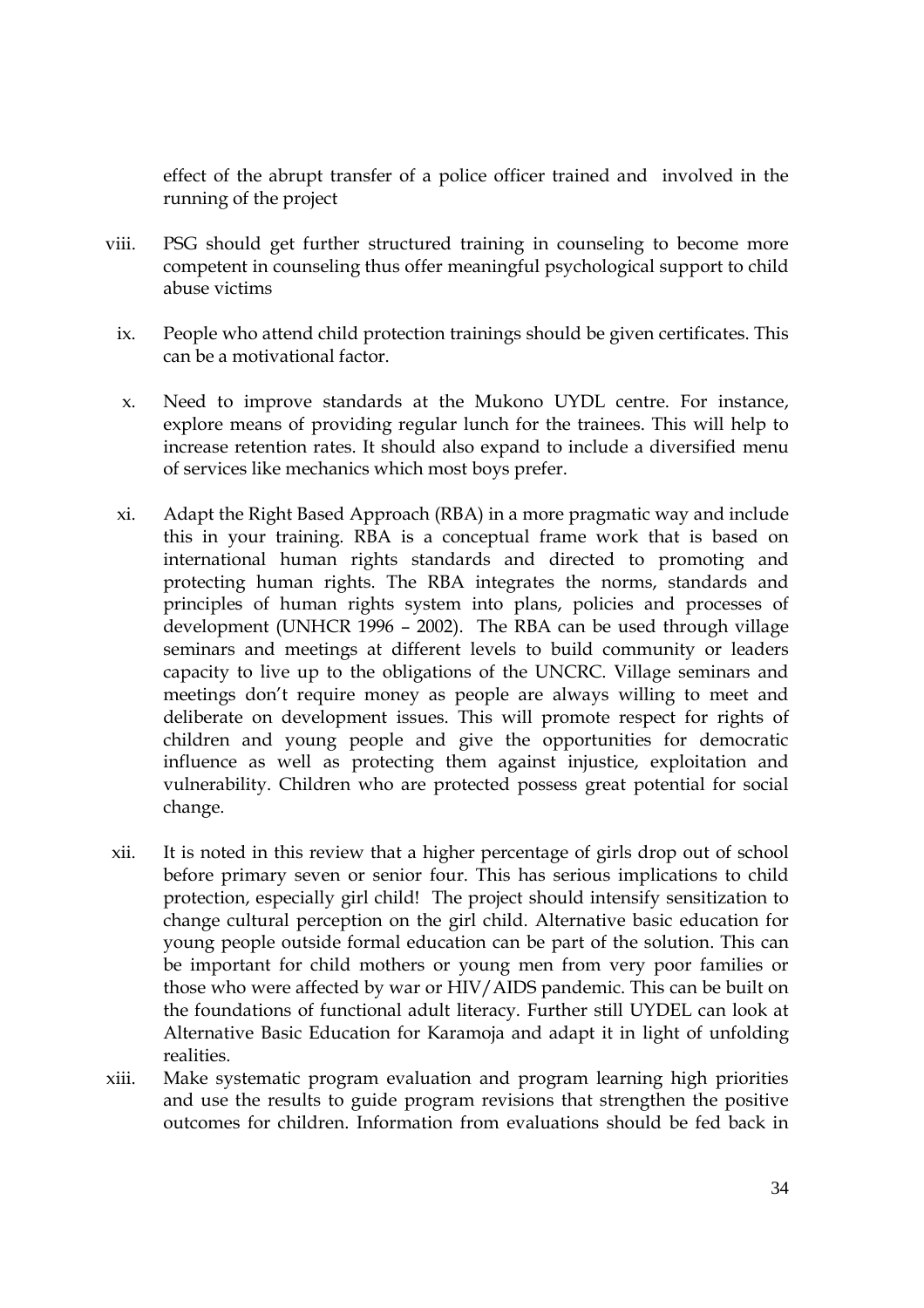effect of the abrupt transfer of a police officer trained and involved in the running of the project

viii. PSG should get further structured training in counseling to become more competent in counseling thus offer meaningful psychological support to child abuse victims

ix. People who attend child protection trainings should be given certificates. This can be a motivational factor.

x. Need to improve standards at the Mukono UYDL centre. For instance, explore means of providing regular lunch for the trainees. This will help to increase retention rates. It should also expand to include a diversified menu of services like mechanics which most boys prefer.

xi. Adapt the Right Based Approach (RBA) in a more pragmatic way and include this in your training. RBA is a conceptual frame work that is based on international human rights standards and directed to promoting and protecting human rights. The RBA integrates the norms, standards and principles of human rights system into plans, policies and processes of development (UNHCR 1996 – 2002). The RBA can be used through village seminars and meetings at different levels to build community or leaders capacity to live up to the obligations of the UNCRC. Village seminars and meetings don't require money as people are always willing to meet and deliberate on development issues. This will promote respect for rights of children and young people and give the opportunities for democratic influence as well as protecting them against injustice, exploitation and vulnerability. Children who are protected possess great potential for social change.

xii. It is noted in this review that a higher percentage of girls drop out of school before primary seven or senior four. This has serious implications to child protection, especially girl child! The project should intensify sensitization to change cultural perception on the girl child. Alternative basic education for young people outside formal education can be part of the solution. This can be important for child mothers or young men from very poor families or those who were affected by war or HIV/AIDS pandemic. This can be built on the foundations of functional adult literacy. Further still UYDEL can look at Alternative Basic Education for Karamoja and adapt it in light of unfolding realities.

xiii. Make systematic program evaluation and program learning high priorities and use the results to guide program revisions that strengthen the positive outcomes for children. Information from evaluations should be fed back in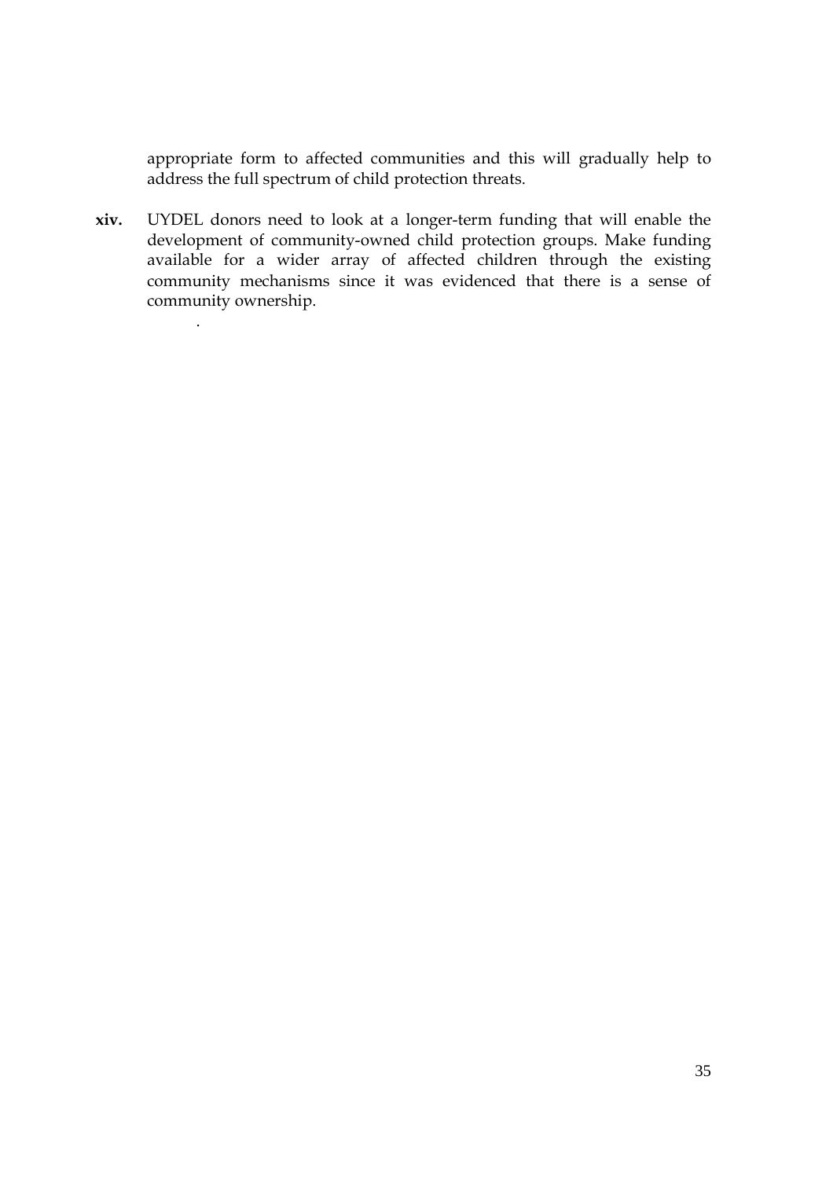appropriate form to affected communities and this will gradually help to address the full spectrum of child protection threats.

**xiv.** UYDEL donors need to look at a longer-term funding that will enable the development of community-owned child protection groups. Make funding available for a wider array of affected children through the existing community mechanisms since it was evidenced that there is a sense of community ownership.

.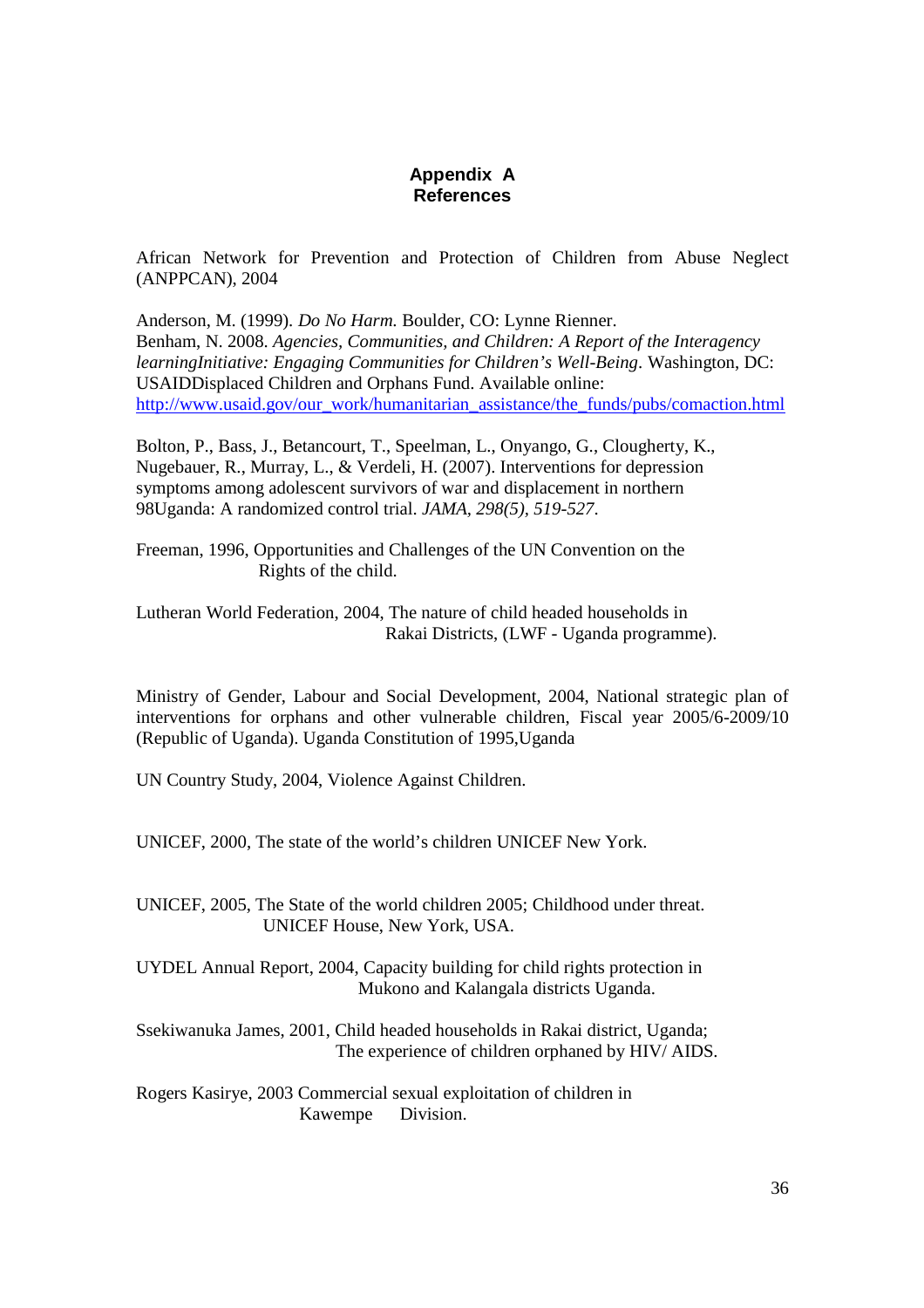# Appendix A
# References

African Network for Prevention and Protection of Children from Abuse Neglect (ANPPCAN), 2004

Anderson, M. (1999). *Do No Harm.* Boulder, CO: Lynne Rienner.
Benham, N. 2008. *Agencies, Communities, and Children: A Report of the Interagency learningInitiative: Engaging Communities for Children's Well-Being*. Washington, DC: USAIDDisplaced Children and Orphans Fund. Available online: http://www.usaid.gov/our_work/humanitarian_assistance/the_funds/pubs/comaction.html

Bolton, P., Bass, J., Betancourt, T., Speelman, L., Onyango, G., Clougherty, K., Nugebauer, R., Murray, L., & Verdeli, H. (2007). Interventions for depression symptoms among adolescent survivors of war and displacement in northern 98Uganda: A randomized control trial. *JAMA, 298(5), 519-527*.

Freeman, 1996, Opportunities and Challenges of the UN Convention on the Rights of the child.

Lutheran World Federation, 2004, The nature of child headed households in Rakai Districts, (LWF - Uganda programme).

Ministry of Gender, Labour and Social Development, 2004, National strategic plan of interventions for orphans and other vulnerable children, Fiscal year 2005/6-2009/10 (Republic of Uganda). Uganda Constitution of 1995,Uganda

UN Country Study, 2004, Violence Against Children.

UNICEF, 2000, The state of the world's children UNICEF New York.

UNICEF, 2005, The State of the world children 2005; Childhood under threat. UNICEF House, New York, USA.

UYDEL Annual Report, 2004, Capacity building for child rights protection in Mukono and Kalangala districts Uganda.

Ssekiwanuka James, 2001, Child headed households in Rakai district, Uganda; The experience of children orphaned by HIV/ AIDS.

Rogers Kasirye, 2003 Commercial sexual exploitation of children in Kawempe Division.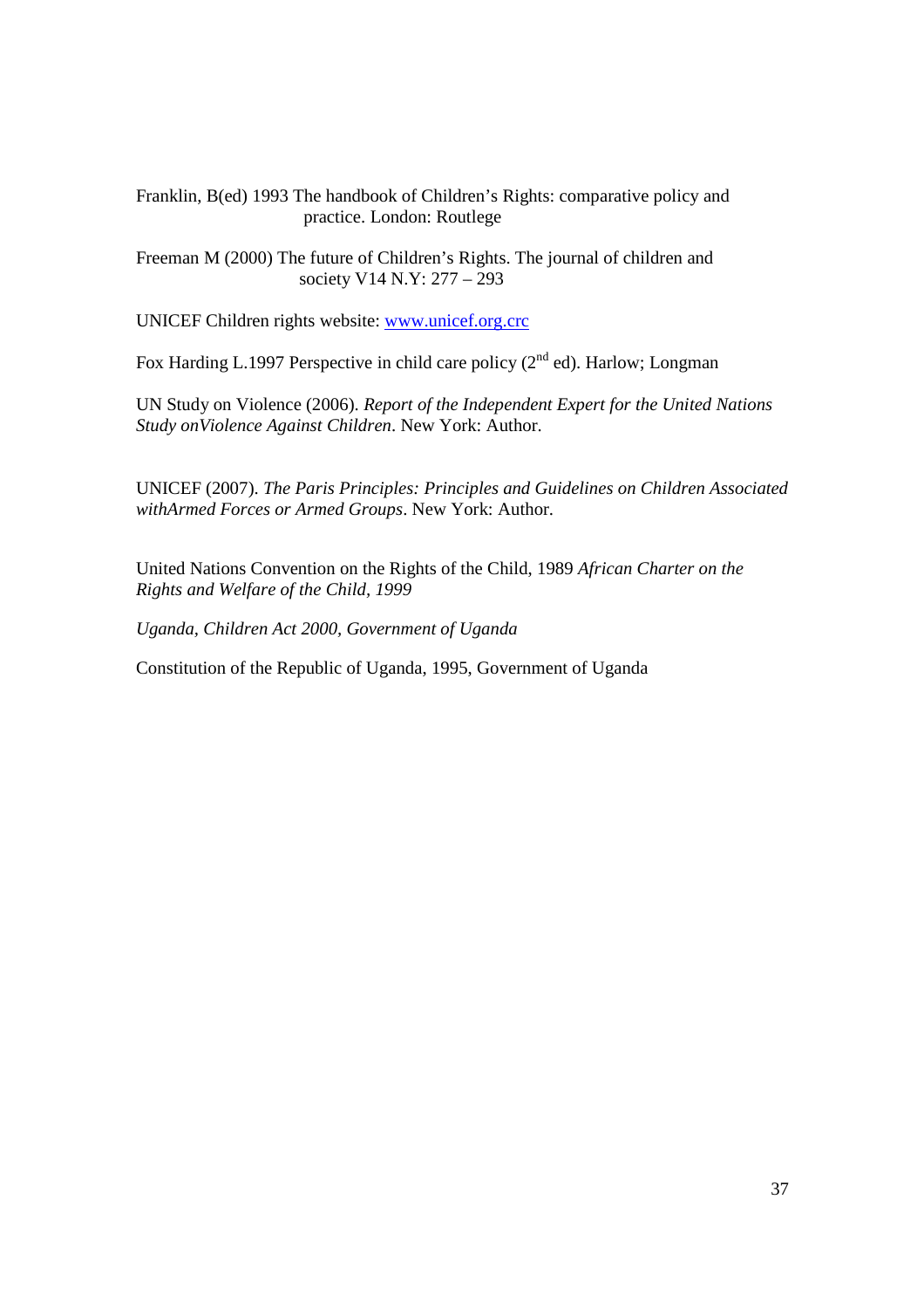Franklin, B(ed) 1993 The handbook of Children's Rights: comparative policy and practice. London: Routlege

Freeman M (2000) The future of Children's Rights. The journal of children and society V14 N.Y: 277 – 293

UNICEF Children rights website: www.unicef.org.crc

Fox Harding L.1997 Perspective in child care policy ($2^{nd}$ ed). Harlow; Longman

UN Study on Violence (2006). *Report of the Independent Expert for the United Nations Study onViolence Against Children*. New York: Author.

UNICEF (2007). *The Paris Principles: Principles and Guidelines on Children Associated withArmed Forces or Armed Groups*. New York: Author.

United Nations Convention on the Rights of the Child, 1989 *African Charter on the Rights and Welfare of the Child, 1999*

*Uganda, Children Act 2000, Government of Uganda*

Constitution of the Republic of Uganda, 1995, Government of Uganda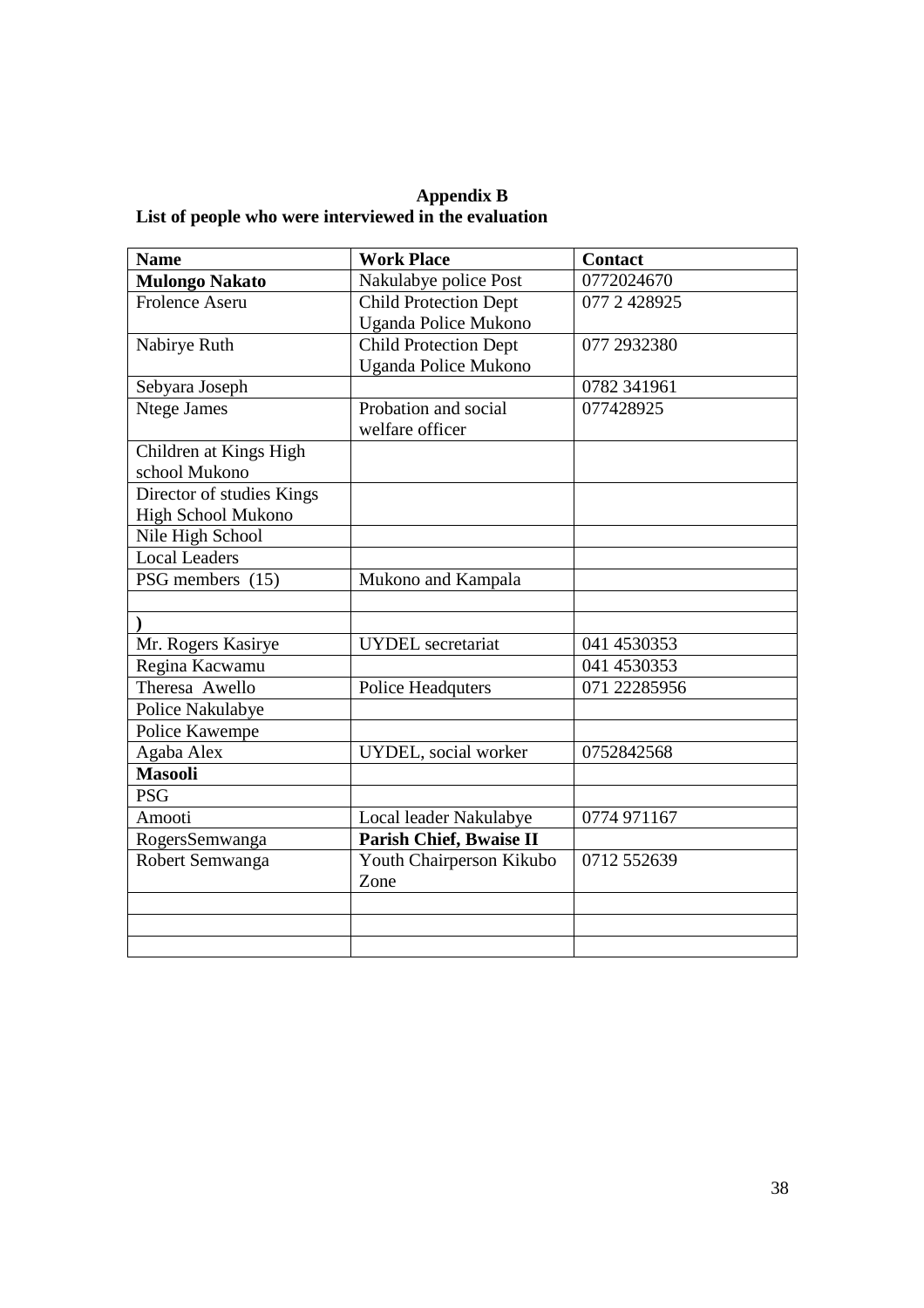**Appendix B**

**List of people who were interviewed in the evaluation**

| **Name** | **Work Place** | **Contact** |
|---|---|---|
| **Mulongo Nakato** | Nakulabye police Post | 0772024670 |
| Frolence Aseru | Child Protection Dept Uganda Police Mukono | 077 2 428925 |
| Nabirye Ruth | Child Protection Dept Uganda Police Mukono | 077 2932380 |
| Sebyara Joseph | | 0782 341961 |
| Ntege James | Probation and social welfare officer | 077428925 |
| Children at Kings High school Mukono | | |
| Director of studies Kings High School Mukono | | |
| Nile High School | | |
| Local Leaders | | |
| PSG members (15) | Mukono and Kampala | |
| | | |
| **)** | | |
| Mr. Rogers Kasirye | UYDEL secretariat | 041 4530353 |
| Regina Kacwamu | | 041 4530353 |
| Theresa Awello | Police Headquters | 071 22285956 |
| Police Nakulabye | | |
| Police Kawempe | | |
| Agaba Alex | UYDEL, social worker | 0752842568 |
| **Masooli** | | |
| PSG | | |
| Amooti | Local leader Nakulabye | 0774 971167 |
| RogersSemwanga | **Parish Chief, Bwaise II** | |
| Robert Semwanga | Youth Chairperson Kikubo Zone | 0712 552639 |
| | | |
| | | |
| | | |